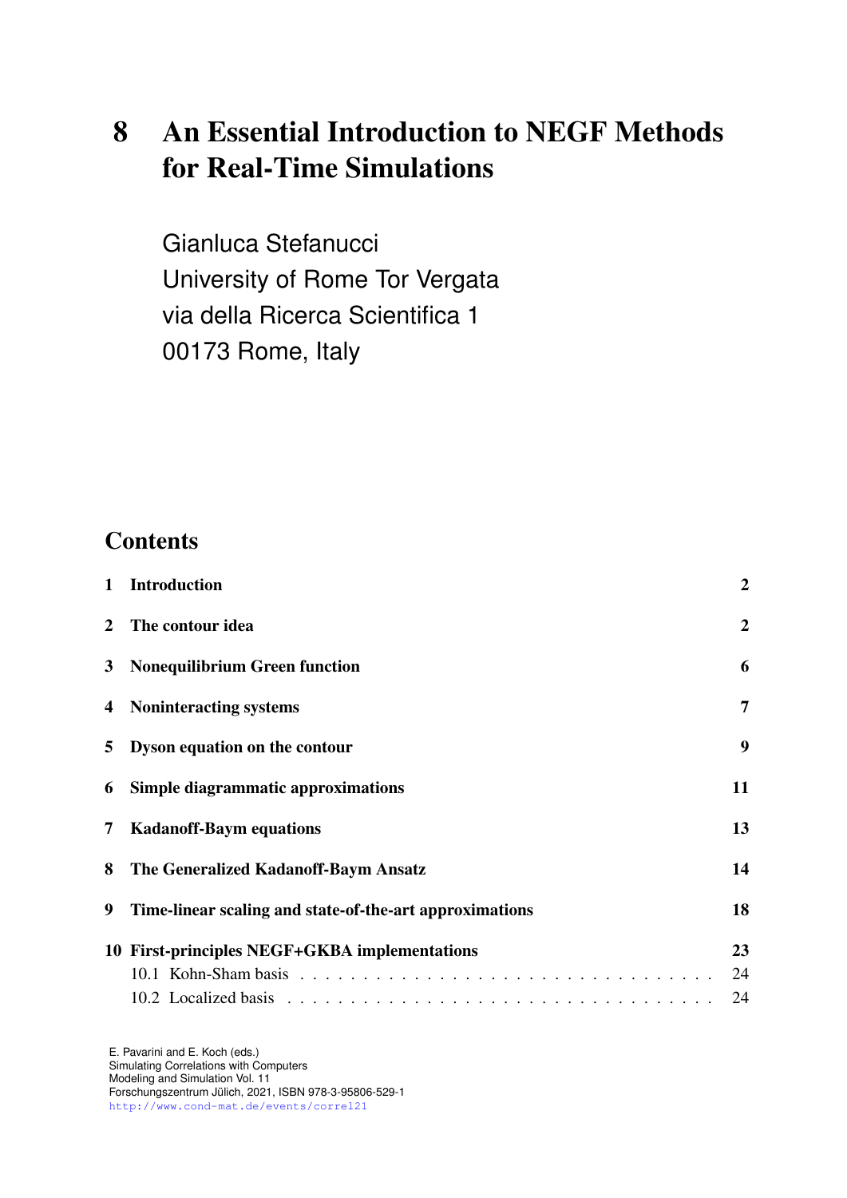# 8 An Essential Introduction to NEGF Methods for Real-Time Simulations

Gianluca Stefanucci
University of Rome Tor Vergata
via della Ricerca Scientifica 1
00173 Rome, Italy

## Contents

| | | |
|---|---|---|
| **1** | **Introduction** | **2** |
| **2** | **The contour idea** | **2** |
| **3** | **Nonequilibrium Green function** | **6** |
| **4** | **Noninteracting systems** | **7** |
| **5** | **Dyson equation on the contour** | **9** |
| **6** | **Simple diagrammatic approximations** | **11** |
| **7** | **Kadanoff-Baym equations** | **13** |
| **8** | **The Generalized Kadanoff-Baym Ansatz** | **14** |
| **9** | **Time-linear scaling and state-of-the-art approximations** | **18** |
| **10** | **First-principles NEGF+GKBA implementations** | **23** |
| | 10.1 Kohn-Sham basis | 24 |
| | 10.2 Localized basis | 24 |

E. Pavarini and E. Koch (eds.)
Simulating Correlations with Computers
Modeling and Simulation Vol. 11
Forschungszentrum Jülich, 2021, ISBN 978-3-95806-529-1
http://www.cond-mat.de/events/correl21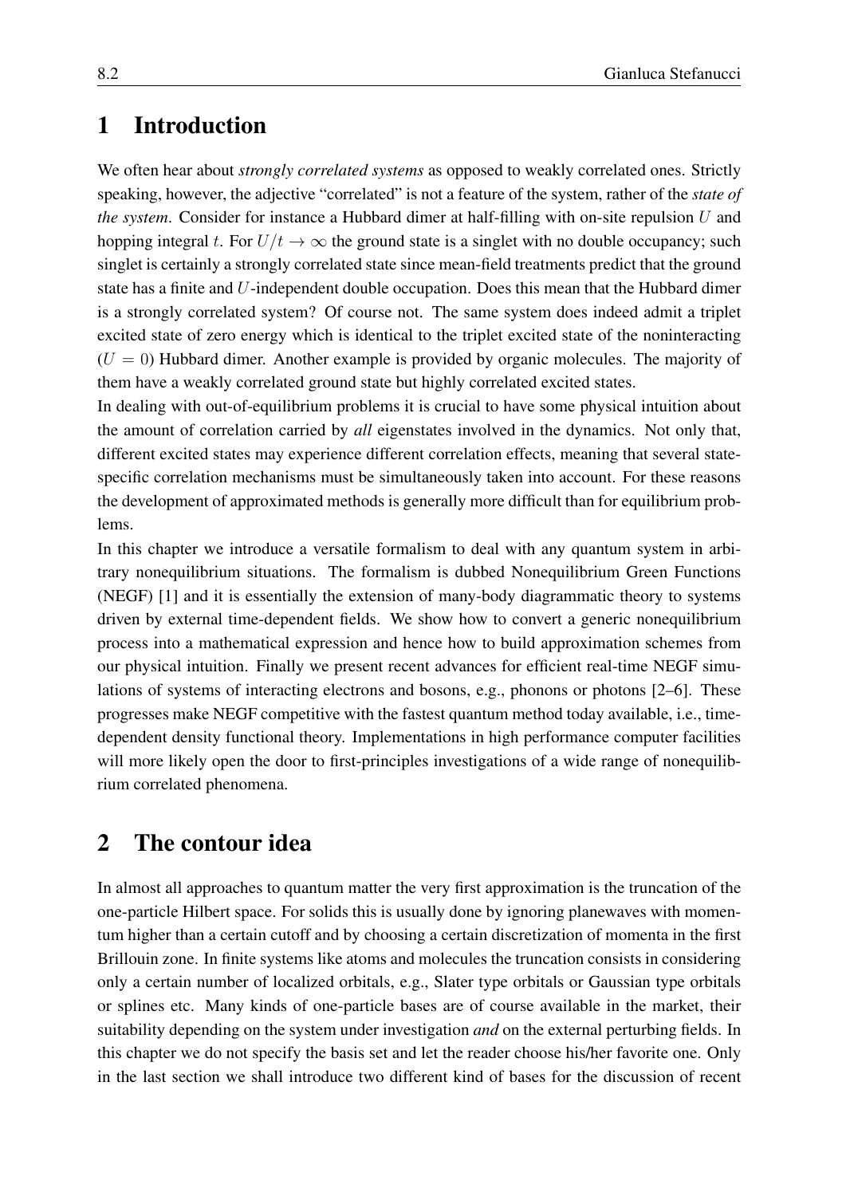# 1 Introduction

We often hear about *strongly correlated systems* as opposed to weakly correlated ones. Strictly speaking, however, the adjective "correlated" is not a feature of the system, rather of the *state of the system*. Consider for instance a Hubbard dimer at half-filling with on-site repulsion $U$ and hopping integral $t$. For $U/t \to \infty$ the ground state is a singlet with no double occupancy; such singlet is certainly a strongly correlated state since mean-field treatments predict that the ground state has a finite and $U$-independent double occupation. Does this mean that the Hubbard dimer is a strongly correlated system? Of course not. The same system does indeed admit a triplet excited state of zero energy which is identical to the triplet excited state of the noninteracting ($U = 0$) Hubbard dimer. Another example is provided by organic molecules. The majority of them have a weakly correlated ground state but highly correlated excited states.

In dealing with out-of-equilibrium problems it is crucial to have some physical intuition about the amount of correlation carried by *all* eigenstates involved in the dynamics. Not only that, different excited states may experience different correlation effects, meaning that several state-specific correlation mechanisms must be simultaneously taken into account. For these reasons the development of approximated methods is generally more difficult than for equilibrium problems.

In this chapter we introduce a versatile formalism to deal with any quantum system in arbitrary nonequilibrium situations. The formalism is dubbed Nonequilibrium Green Functions (NEGF) [1] and it is essentially the extension of many-body diagrammatic theory to systems driven by external time-dependent fields. We show how to convert a generic nonequilibrium process into a mathematical expression and hence how to build approximation schemes from our physical intuition. Finally we present recent advances for efficient real-time NEGF simulations of systems of interacting electrons and bosons, e.g., phonons or photons [2–6]. These progresses make NEGF competitive with the fastest quantum method today available, i.e., time-dependent density functional theory. Implementations in high performance computer facilities will more likely open the door to first-principles investigations of a wide range of nonequilibrium correlated phenomena.

# 2 The contour idea

In almost all approaches to quantum matter the very first approximation is the truncation of the one-particle Hilbert space. For solids this is usually done by ignoring planewaves with momentum higher than a certain cutoff and by choosing a certain discretization of momenta in the first Brillouin zone. In finite systems like atoms and molecules the truncation consists in considering only a certain number of localized orbitals, e.g., Slater type orbitals or Gaussian type orbitals or splines etc. Many kinds of one-particle bases are of course available in the market, their suitability depending on the system under investigation *and* on the external perturbing fields. In this chapter we do not specify the basis set and let the reader choose his/her favorite one. Only in the last section we shall introduce two different kind of bases for the discussion of recent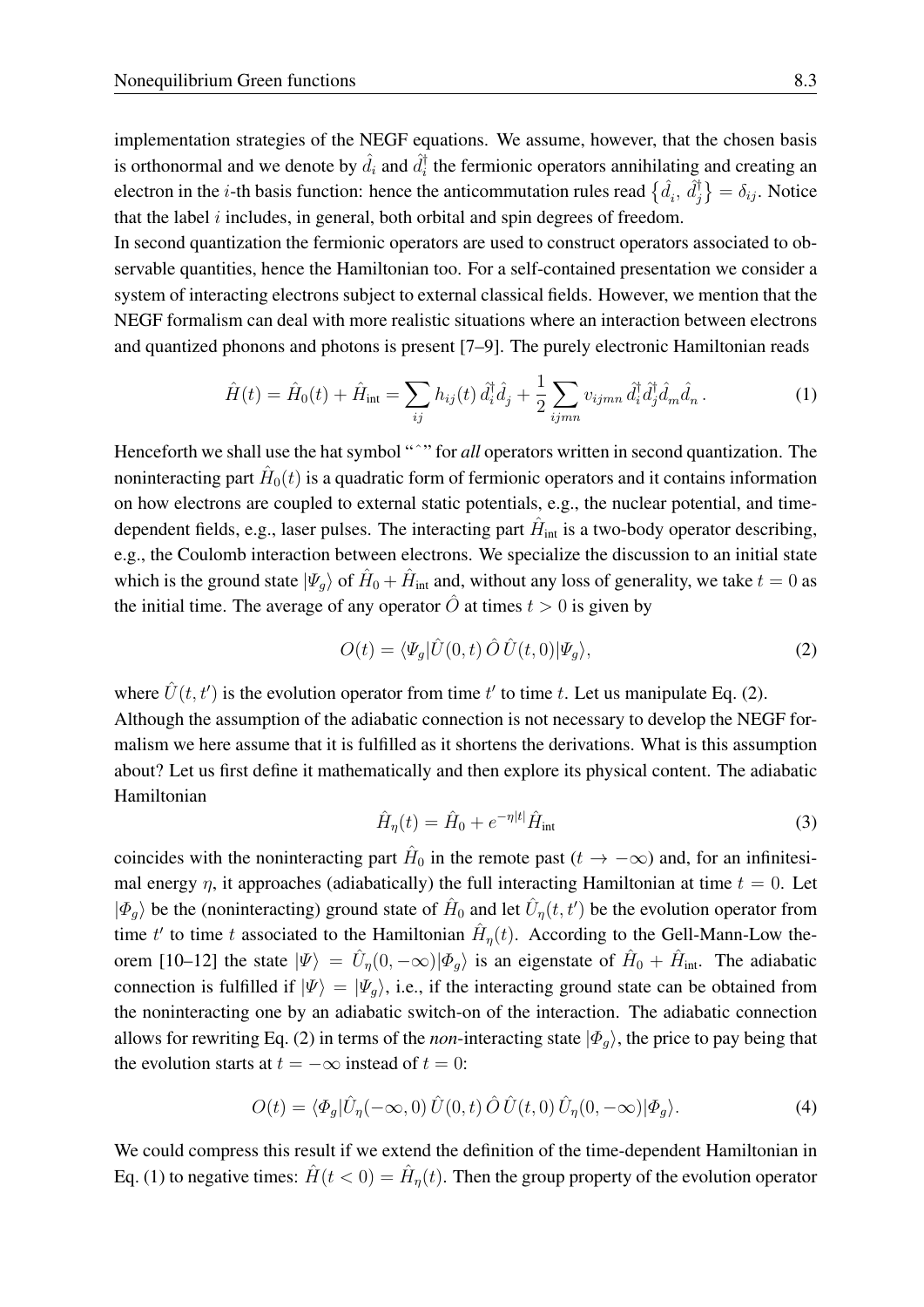implementation strategies of the NEGF equations. We assume, however, that the chosen basis is orthonormal and we denote by $\hat{d}_i$ and $\hat{d}_i^\dagger$ the fermionic operators annihilating and creating an electron in the $i$-th basis function: hence the anticommutation rules read $\{\hat{d}_i, \hat{d}_j^\dagger\} = \delta_{ij}$. Notice that the label $i$ includes, in general, both orbital and spin degrees of freedom.

In second quantization the fermionic operators are used to construct operators associated to observable quantities, hence the Hamiltonian too. For a self-contained presentation we consider a system of interacting electrons subject to external classical fields. However, we mention that the NEGF formalism can deal with more realistic situations where an interaction between electrons and quantized phonons and photons is present [7–9]. The purely electronic Hamiltonian reads

$$\hat{H}(t) = \hat{H}_0(t) + \hat{H}_{\text{int}} = \sum_{ij} h_{ij}(t)\, \hat{d}_i^\dagger \hat{d}_j + \frac{1}{2}\sum_{ijmn} v_{ijmn}\, \hat{d}_i^\dagger \hat{d}_j^\dagger \hat{d}_m \hat{d}_n \,. \tag{1}$$

Henceforth we shall use the hat symbol "ˆ" for *all* operators written in second quantization. The noninteracting part $\hat{H}_0(t)$ is a quadratic form of fermionic operators and it contains information on how electrons are coupled to external static potentials, e.g., the nuclear potential, and time-dependent fields, e.g., laser pulses. The interacting part $\hat{H}_{\text{int}}$ is a two-body operator describing, e.g., the Coulomb interaction between electrons. We specialize the discussion to an initial state which is the ground state $|\Psi_g\rangle$ of $\hat{H}_0 + \hat{H}_{\text{int}}$ and, without any loss of generality, we take $t = 0$ as the initial time. The average of any operator $\hat{O}$ at times $t > 0$ is given by

$$O(t) = \langle \Psi_g | \hat{U}(0,t)\, \hat{O}\, \hat{U}(t,0) | \Psi_g \rangle, \tag{2}$$

where $\hat{U}(t,t')$ is the evolution operator from time $t'$ to time $t$. Let us manipulate Eq. (2).

Although the assumption of the adiabatic connection is not necessary to develop the NEGF formalism we here assume that it is fulfilled as it shortens the derivations. What is this assumption about? Let us first define it mathematically and then explore its physical content. The adiabatic Hamiltonian

$$\hat{H}_\eta(t) = \hat{H}_0 + e^{-\eta|t|}\hat{H}_{\text{int}} \tag{3}$$

coincides with the noninteracting part $\hat{H}_0$ in the remote past ($t \to -\infty$) and, for an infinitesimal energy $\eta$, it approaches (adiabatically) the full interacting Hamiltonian at time $t = 0$. Let $|\Phi_g\rangle$ be the (noninteracting) ground state of $\hat{H}_0$ and let $\hat{U}_\eta(t,t')$ be the evolution operator from time $t'$ to time $t$ associated to the Hamiltonian $\hat{H}_\eta(t)$. According to the Gell-Mann-Low theorem [10–12] the state $|\Psi\rangle = \hat{U}_\eta(0,-\infty)|\Phi_g\rangle$ is an eigenstate of $\hat{H}_0 + \hat{H}_{\text{int}}$. The adiabatic connection is fulfilled if $|\Psi\rangle = |\Psi_g\rangle$, i.e., if the interacting ground state can be obtained from the noninteracting one by an adiabatic switch-on of the interaction. The adiabatic connection allows for rewriting Eq. (2) in terms of the *non*-interacting state $|\Phi_g\rangle$, the price to pay being that the evolution starts at $t = -\infty$ instead of $t = 0$:

$$O(t) = \langle \Phi_g | \hat{U}_\eta(-\infty,0)\, \hat{U}(0,t)\, \hat{O}\, \hat{U}(t,0)\, \hat{U}_\eta(0,-\infty) | \Phi_g \rangle. \tag{4}$$

We could compress this result if we extend the definition of the time-dependent Hamiltonian in Eq. (1) to negative times: $\hat{H}(t < 0) = \hat{H}_\eta(t)$. Then the group property of the evolution operator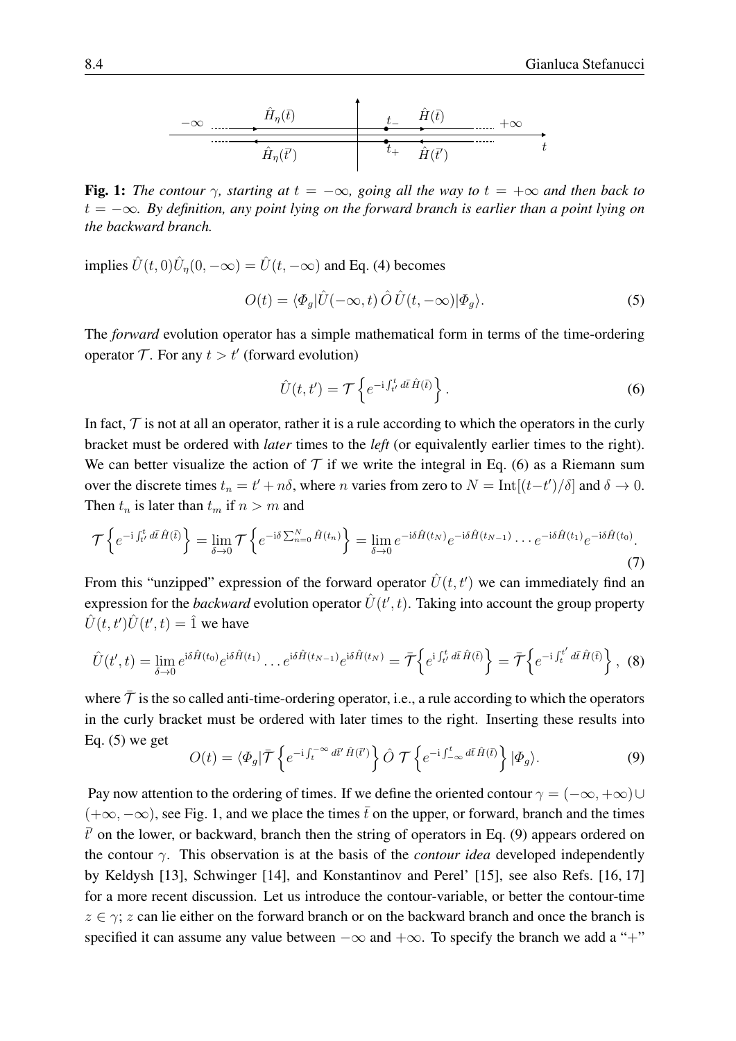**Fig. 1:** *The contour $\gamma$, starting at $t = -\infty$, going all the way to $t = +\infty$ and then back to $t = -\infty$. By definition, any point lying on the forward branch is earlier than a point lying on the backward branch.*

implies $\hat{U}(t,0)\hat{U}_\eta(0,-\infty) = \hat{U}(t,-\infty)$ and Eq. (4) becomes

$$O(t) = \langle \Phi_g | \hat{U}(-\infty,t)\,\hat{O}\,\hat{U}(t,-\infty)|\Phi_g\rangle. \tag{5}$$

The *forward* evolution operator has a simple mathematical form in terms of the time-ordering operator $\mathcal{T}$. For any $t > t'$ (forward evolution)

$$\hat{U}(t,t') = \mathcal{T}\left\{ e^{-\mathrm{i}\int_{t'}^{t} d\bar{t}\,\hat{H}(\bar{t})} \right\}. \tag{6}$$

In fact, $\mathcal{T}$ is not at all an operator, rather it is a rule according to which the operators in the curly bracket must be ordered with *later* times to the *left* (or equivalently earlier times to the right). We can better visualize the action of $\mathcal{T}$ if we write the integral in Eq. (6) as a Riemann sum over the discrete times $t_n = t' + n\delta$, where $n$ varies from zero to $N = \mathrm{Int}[(t-t')/\delta]$ and $\delta \to 0$. Then $t_n$ is later than $t_m$ if $n > m$ and

$$\mathcal{T}\left\{ e^{-\mathrm{i}\int_{t'}^{t} d\bar{t}\,\hat{H}(\bar{t})} \right\} = \lim_{\delta\to 0} \mathcal{T}\left\{ e^{-\mathrm{i}\delta\sum_{n=0}^{N}\hat{H}(t_n)} \right\} = \lim_{\delta\to 0} e^{-\mathrm{i}\delta\hat{H}(t_N)} e^{-\mathrm{i}\delta\hat{H}(t_{N-1})} \cdots e^{-\mathrm{i}\delta\hat{H}(t_1)} e^{-\mathrm{i}\delta\hat{H}(t_0)}. \tag{7}$$

From this "unzipped" expression of the forward operator $\hat{U}(t,t')$ we can immediately find an expression for the *backward* evolution operator $\hat{U}(t',t)$. Taking into account the group property $\hat{U}(t,t')\hat{U}(t',t) = \hat{1}$ we have

$$\hat{U}(t',t) = \lim_{\delta\to 0} e^{\mathrm{i}\delta\hat{H}(t_0)} e^{\mathrm{i}\delta\hat{H}(t_1)} \cdots e^{\mathrm{i}\delta\hat{H}(t_{N-1})} e^{\mathrm{i}\delta\hat{H}(t_N)} = \bar{\mathcal{T}}\left\{ e^{\mathrm{i}\int_{t'}^{t} d\bar{t}\,\hat{H}(\bar{t})} \right\} = \bar{\mathcal{T}}\left\{ e^{-\mathrm{i}\int_{t}^{t'} d\bar{t}\,\hat{H}(\bar{t})} \right\}, \tag{8}$$

where $\bar{\mathcal{T}}$ is the so called anti-time-ordering operator, i.e., a rule according to which the operators in the curly bracket must be ordered with later times to the right. Inserting these results into Eq. (5) we get

$$O(t) = \langle \Phi_g | \bar{\mathcal{T}}\left\{ e^{-\mathrm{i}\int_{t}^{-\infty} d\bar{t}'\,\hat{H}(\bar{t}')} \right\} \hat{O}\; \mathcal{T}\left\{ e^{-\mathrm{i}\int_{-\infty}^{t} d\bar{t}\,\hat{H}(\bar{t})} \right\} |\Phi_g\rangle. \tag{9}$$

Pay now attention to the ordering of times. If we define the oriented contour $\gamma = (-\infty,+\infty) \cup (+\infty,-\infty)$, see Fig. 1, and we place the times $\bar{t}$ on the upper, or forward, branch and the times $\bar{t}'$ on the lower, or backward, branch then the string of operators in Eq. (9) appears ordered on the contour $\gamma$. This observation is at the basis of the *contour idea* developed independently by Keldysh [13], Schwinger [14], and Konstantinov and Perel' [15], see also Refs. [16, 17] for a more recent discussion. Let us introduce the contour-variable, or better the contour-time $z \in \gamma$; $z$ can lie either on the forward branch or on the backward branch and once the branch is specified it can assume any value between $-\infty$ and $+\infty$. To specify the branch we add a "+"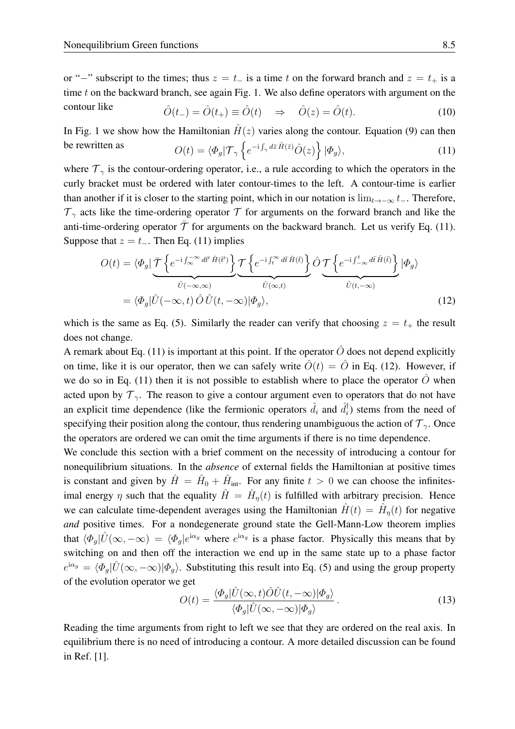or "−" subscript to the times; thus $z = t_-$ is a time $t$ on the forward branch and $z = t_+$ is a time $t$ on the backward branch, see again Fig. 1. We also define operators with argument on the contour like

$$\hat{O}(t_-) = \hat{O}(t_+) \equiv \hat{O}(t) \quad \Rightarrow \quad \hat{O}(z) = \hat{O}(t). \tag{10}$$

In Fig. 1 we show how the Hamiltonian $\hat{H}(z)$ varies along the contour. Equation (9) can then be rewritten as

$$O(t) = \langle \Phi_g | \mathcal{T}_\gamma \left\{ e^{-\mathrm{i} \int_\gamma d\bar{z}\, \hat{H}(\bar{z})} \hat{O}(z) \right\} |\Phi_g\rangle, \tag{11}$$

where $\mathcal{T}_\gamma$ is the contour-ordering operator, i.e., a rule according to which the operators in the curly bracket must be ordered with later contour-times to the left. A contour-time is earlier than another if it is closer to the starting point, which in our notation is $\lim_{t\to -\infty} t_-$. Therefore, $\mathcal{T}_\gamma$ acts like the time-ordering operator $\mathcal{T}$ for arguments on the forward branch and like the anti-time-ordering operator $\bar{\mathcal{T}}$ for arguments on the backward branch. Let us verify Eq. (11). Suppose that $z = t_-$. Then Eq. (11) implies

$$\begin{aligned} O(t) &= \langle \Phi_g | \underbrace{\bar{\mathcal{T}} \left\{ e^{-\mathrm{i} \int_\infty^{-\infty} d\bar{t}'\, \hat{H}(\bar{t}')} \right\}}_{\hat{U}(-\infty,\infty)} \underbrace{\mathcal{T} \left\{ e^{-\mathrm{i} \int_t^{\infty} d\bar{t}\, \hat{H}(\bar{t})} \right\}}_{\hat{U}(\infty,t)} \hat{O}\, \underbrace{\mathcal{T} \left\{ e^{-\mathrm{i} \int_{-\infty}^{t} d\bar{t}\, \hat{H}(\bar{t})} \right\}}_{\hat{U}(t,-\infty)} |\Phi_g\rangle \\ &= \langle \Phi_g | \hat{U}(-\infty, t)\, \hat{O}\, \hat{U}(t, -\infty) | \Phi_g \rangle, \end{aligned} \tag{12}$$

which is the same as Eq. (5). Similarly the reader can verify that choosing $z = t_+$ the result does not change.

A remark about Eq. (11) is important at this point. If the operator $\hat{O}$ does not depend explicitly on time, like it is our operator, then we can safely write $\hat{O}(t) = \hat{O}$ in Eq. (12). However, if we do so in Eq. (11) then it is not possible to establish where to place the operator $\hat{O}$ when acted upon by $\mathcal{T}_\gamma$. The reason to give a contour argument even to operators that do not have an explicit time dependence (like the fermionic operators $\hat{d}_i$ and $\hat{d}_i^\dagger$) stems from the need of specifying their position along the contour, thus rendering unambiguous the action of $\mathcal{T}_\gamma$. Once the operators are ordered we can omit the time arguments if there is no time dependence.

We conclude this section with a brief comment on the necessity of introducing a contour for nonequilibrium situations. In the *absence* of external fields the Hamiltonian at positive times is constant and given by $\hat{H} = \hat{H}_0 + \hat{H}_{\text{int}}$. For any finite $t > 0$ we can choose the infinitesimal energy $\eta$ such that the equality $\hat{H} = \hat{H}_\eta(t)$ is fulfilled with arbitrary precision. Hence we can calculate time-dependent averages using the Hamiltonian $\hat{H}(t) = \hat{H}_\eta(t)$ for negative *and* positive times. For a nondegenerate ground state the Gell-Mann-Low theorem implies that $\langle \Phi_g | \hat{U}(\infty, -\infty) = \langle \Phi_g | e^{\mathrm{i}\alpha_g}$ where $e^{\mathrm{i}\alpha_g}$ is a phase factor. Physically this means that by switching on and then off the interaction we end up in the same state up to a phase factor $e^{\mathrm{i}\alpha_g} = \langle \Phi_g | \hat{U}(\infty, -\infty) | \Phi_g \rangle$. Substituting this result into Eq. (5) and using the group property of the evolution operator we get

$$O(t) = \frac{\langle \Phi_g | \hat{U}(\infty, t) \hat{O} \hat{U}(t, -\infty) | \Phi_g \rangle}{\langle \Phi_g | \hat{U}(\infty, -\infty) | \Phi_g \rangle}. \tag{13}$$

Reading the time arguments from right to left we see that they are ordered on the real axis. In equilibrium there is no need of introducing a contour. A more detailed discussion can be found in Ref. [1].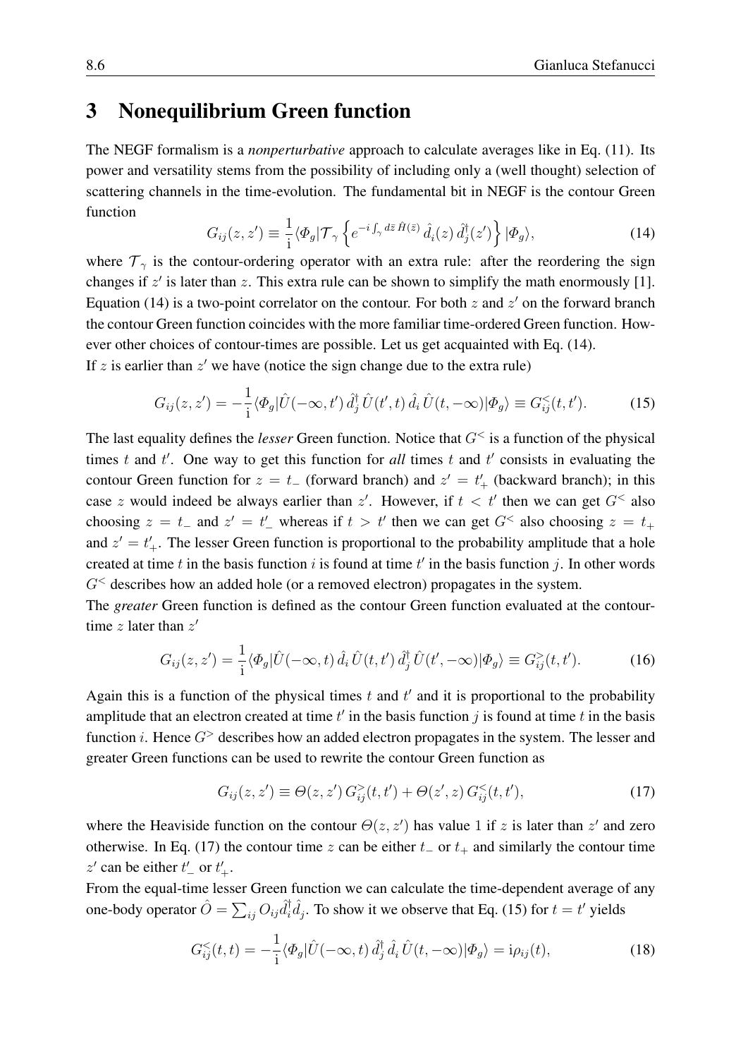## 3 Nonequilibrium Green function

The NEGF formalism is a *nonperturbative* approach to calculate averages like in Eq. (11). Its power and versatility stems from the possibility of including only a (well thought) selection of scattering channels in the time-evolution. The fundamental bit in NEGF is the contour Green function

$$G_{ij}(z, z') \equiv \frac{1}{\mathrm{i}} \langle \Phi_g | \mathcal{T}_\gamma \left\{ e^{-i \int_\gamma d\bar{z}\, \hat{H}(\bar{z})} \, \hat{d}_i(z) \, \hat{d}_j^\dagger(z') \right\} | \Phi_g \rangle, \tag{14}$$

where $\mathcal{T}_\gamma$ is the contour-ordering operator with an extra rule: after the reordering the sign changes if $z'$ is later than $z$. This extra rule can be shown to simplify the math enormously [1]. Equation (14) is a two-point correlator on the contour. For both $z$ and $z'$ on the forward branch the contour Green function coincides with the more familiar time-ordered Green function. However other choices of contour-times are possible. Let us get acquainted with Eq. (14).

If $z$ is earlier than $z'$ we have (notice the sign change due to the extra rule)

$$G_{ij}(z, z') = -\frac{1}{\mathrm{i}} \langle \Phi_g | \hat{U}(-\infty, t') \, \hat{d}_j^\dagger \, \hat{U}(t', t) \, \hat{d}_i \, \hat{U}(t, -\infty) | \Phi_g \rangle \equiv G_{ij}^<(t, t'). \tag{15}$$

The last equality defines the *lesser* Green function. Notice that $G^<$ is a function of the physical times $t$ and $t'$. One way to get this function for *all* times $t$ and $t'$ consists in evaluating the contour Green function for $z = t_-$ (forward branch) and $z' = t'_+$ (backward branch); in this case $z$ would indeed be always earlier than $z'$. However, if $t < t'$ then we can get $G^<$ also choosing $z = t_-$ and $z' = t'_-$ whereas if $t > t'$ then we can get $G^<$ also choosing $z = t_+$ and $z' = t'_+$. The lesser Green function is proportional to the probability amplitude that a hole created at time $t$ in the basis function $i$ is found at time $t'$ in the basis function $j$. In other words $G^<$ describes how an added hole (or a removed electron) propagates in the system.

The *greater* Green function is defined as the contour Green function evaluated at the contour-time $z$ later than $z'$

$$G_{ij}(z, z') = \frac{1}{\mathrm{i}} \langle \Phi_g | \hat{U}(-\infty, t) \, \hat{d}_i \, \hat{U}(t, t') \, \hat{d}_j^\dagger \, \hat{U}(t', -\infty) | \Phi_g \rangle \equiv G_{ij}^>(t, t'). \tag{16}$$

Again this is a function of the physical times $t$ and $t'$ and it is proportional to the probability amplitude that an electron created at time $t'$ in the basis function $j$ is found at time $t$ in the basis function $i$. Hence $G^>$ describes how an added electron propagates in the system. The lesser and greater Green functions can be used to rewrite the contour Green function as

$$G_{ij}(z, z') \equiv \Theta(z, z') \, G_{ij}^>(t, t') + \Theta(z', z) \, G_{ij}^<(t, t'), \tag{17}$$

where the Heaviside function on the contour $\Theta(z, z')$ has value 1 if $z$ is later than $z'$ and zero otherwise. In Eq. (17) the contour time $z$ can be either $t_-$ or $t_+$ and similarly the contour time $z'$ can be either $t'_-$ or $t'_+$.

From the equal-time lesser Green function we can calculate the time-dependent average of any one-body operator $\hat{O} = \sum_{ij} O_{ij} \hat{d}_i^\dagger \hat{d}_j$. To show it we observe that Eq. (15) for $t = t'$ yields

$$G_{ij}^<(t, t) = -\frac{1}{\mathrm{i}} \langle \Phi_g | \hat{U}(-\infty, t) \, \hat{d}_j^\dagger \, \hat{d}_i \, \hat{U}(t, -\infty) | \Phi_g \rangle = \mathrm{i} \rho_{ij}(t), \tag{18}$$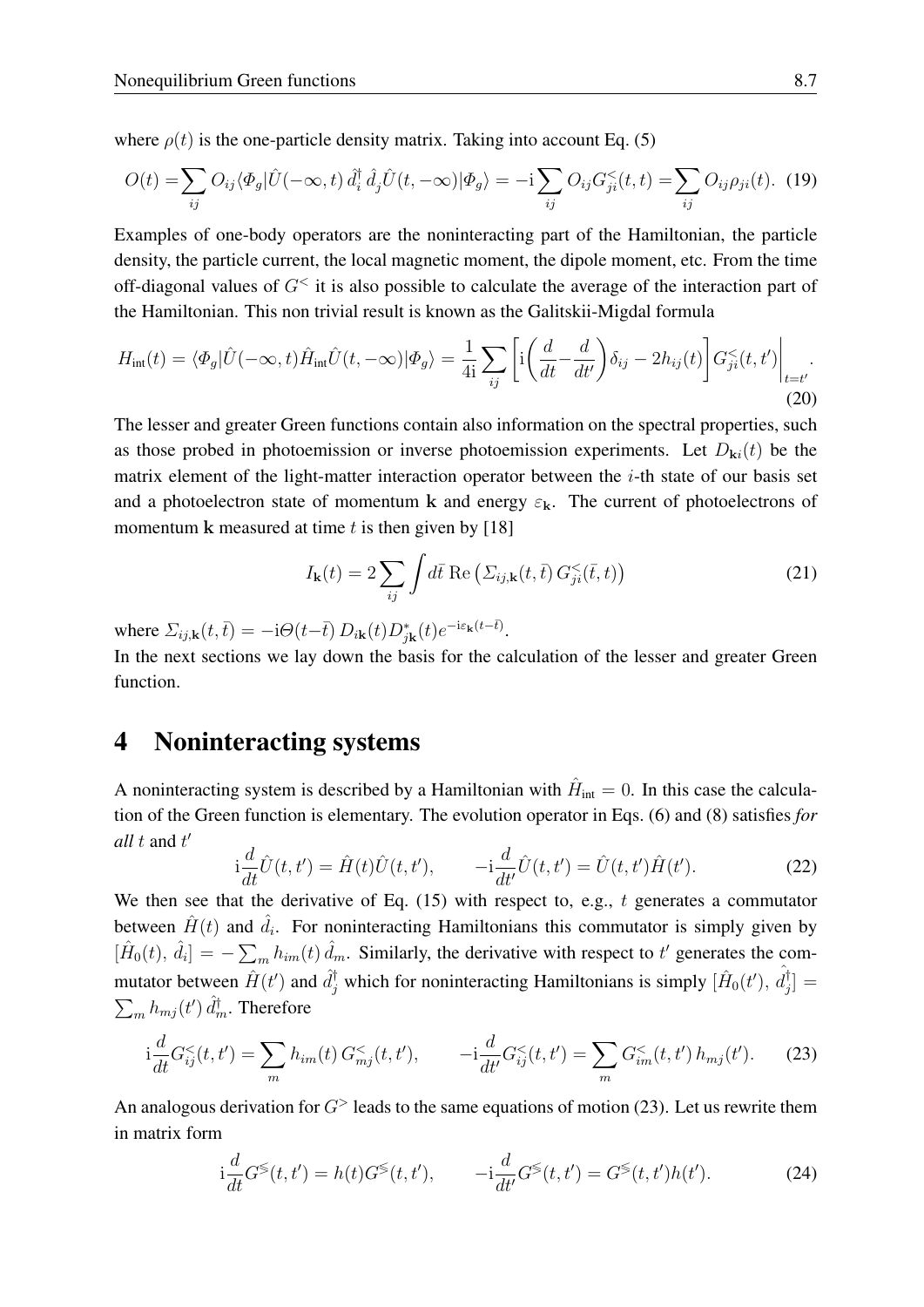where $\rho(t)$ is the one-particle density matrix. Taking into account Eq. (5)

$$O(t) = \sum_{ij} O_{ij} \langle \Phi_g | \hat{U}(-\infty, t)\, \hat{d}_i^\dagger\, \hat{d}_j \hat{U}(t, -\infty) | \Phi_g \rangle = -\mathrm{i} \sum_{ij} O_{ij} G^<_{ji}(t,t) = \sum_{ij} O_{ij} \rho_{ji}(t). \quad (19)$$

Examples of one-body operators are the noninteracting part of the Hamiltonian, the particle density, the particle current, the local magnetic moment, the dipole moment, etc. From the time off-diagonal values of $G^<$ it is also possible to calculate the average of the interaction part of the Hamiltonian. This non trivial result is known as the Galitskii-Migdal formula

$$H_{\text{int}}(t) = \langle \Phi_g | \hat{U}(-\infty, t) \hat{H}_{\text{int}} \hat{U}(t, -\infty) | \Phi_g \rangle = \frac{1}{4\mathrm{i}} \sum_{ij} \left[ \mathrm{i} \left( \frac{d}{dt} - \frac{d}{dt'} \right) \delta_{ij} - 2 h_{ij}(t) \right] G^<_{ji}(t,t') \bigg|_{t=t'}. \quad (20)$$

The lesser and greater Green functions contain also information on the spectral properties, such as those probed in photoemission or inverse photoemission experiments. Let $D_{\mathbf{k}i}(t)$ be the matrix element of the light-matter interaction operator between the $i$-th state of our basis set and a photoelectron state of momentum $\mathbf{k}$ and energy $\varepsilon_{\mathbf{k}}$. The current of photoelectrons of momentum $\mathbf{k}$ measured at time $t$ is then given by [18]

$$I_{\mathbf{k}}(t) = 2 \sum_{ij} \int d\bar{t}\, \mathrm{Re} \left( \Sigma_{ij,\mathbf{k}}(t, \bar{t})\, G^<_{ji}(\bar{t}, t) \right) \quad (21)$$

where $\Sigma_{ij,\mathbf{k}}(t, \bar{t}) = -\mathrm{i}\Theta(t - \bar{t})\, D_{i\mathbf{k}}(t) D^*_{j\mathbf{k}}(t) e^{-\mathrm{i}\varepsilon_{\mathbf{k}}(t-\bar{t})}$.

In the next sections we lay down the basis for the calculation of the lesser and greater Green function.

# 4 Noninteracting systems

A noninteracting system is described by a Hamiltonian with $\hat{H}_{\text{int}} = 0$. In this case the calculation of the Green function is elementary. The evolution operator in Eqs. (6) and (8) satisfies *for all* $t$ and $t'$

$$\mathrm{i} \frac{d}{dt} \hat{U}(t,t') = \hat{H}(t) \hat{U}(t,t'), \qquad -\mathrm{i} \frac{d}{dt'} \hat{U}(t,t') = \hat{U}(t,t') \hat{H}(t'). \quad (22)$$

We then see that the derivative of Eq. (15) with respect to, e.g., $t$ generates a commutator between $\hat{H}(t)$ and $\hat{d}_i$. For noninteracting Hamiltonians this commutator is simply given by $[\hat{H}_0(t),\, \hat{d}_i] = -\sum_m h_{im}(t)\, \hat{d}_m$. Similarly, the derivative with respect to $t'$ generates the commutator between $\hat{H}(t')$ and $\hat{d}_j^\dagger$ which for noninteracting Hamiltonians is simply $[\hat{H}_0(t'),\, \hat{d}_j^\dagger] = \sum_m h_{mj}(t')\, \hat{d}_m^\dagger$. Therefore

$$\mathrm{i} \frac{d}{dt} G^<_{ij}(t,t') = \sum_m h_{im}(t)\, G^<_{mj}(t,t'), \qquad -\mathrm{i} \frac{d}{dt'} G^<_{ij}(t,t') = \sum_m G^<_{im}(t,t')\, h_{mj}(t'). \quad (23)$$

An analogous derivation for $G^>$ leads to the same equations of motion (23). Let us rewrite them in matrix form

$$\mathrm{i} \frac{d}{dt} G^\lessgtr(t,t') = h(t) G^\lessgtr(t,t'), \qquad -\mathrm{i} \frac{d}{dt'} G^\lessgtr(t,t') = G^\lessgtr(t,t') h(t'). \quad (24)$$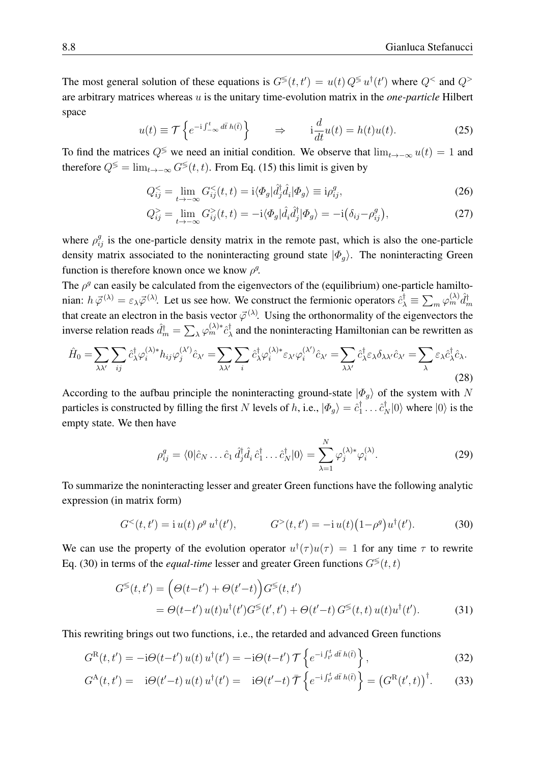The most general solution of these equations is $G^{\lessgtr}(t,t') = u(t)\, Q^{\lessgtr}\, u^{\dagger}(t')$ where $Q^{<}$ and $Q^{>}$ are arbitrary matrices whereas $u$ is the unitary time-evolution matrix in the *one-particle* Hilbert space

$$u(t) \equiv \mathcal{T}\left\{ e^{-\mathrm{i}\int_{-\infty}^{t} d\bar{t}\, h(\bar{t})} \right\} \qquad \Rightarrow \qquad \mathrm{i}\frac{d}{dt}u(t) = h(t)u(t). \tag{25}$$

To find the matrices $Q^{\lessgtr}$ we need an initial condition. We observe that $\lim_{t\to-\infty} u(t) = 1$ and therefore $Q^{\lessgtr} = \lim_{t\to-\infty} G^{\lessgtr}(t,t)$. From Eq. (15) this limit is given by

$$Q^{<}_{ij} = \lim_{t\to-\infty} G^{<}_{ij}(t,t) = \mathrm{i}\langle \Phi_g | \hat{d}^{\dagger}_j \hat{d}_i | \Phi_g \rangle \equiv \mathrm{i}\rho^{g}_{ij}, \tag{26}$$

$$Q^{>}_{ij} = \lim_{t\to-\infty} G^{>}_{ij}(t,t) = -\mathrm{i}\langle \Phi_g | \hat{d}_i \hat{d}^{\dagger}_j | \Phi_g \rangle = -\mathrm{i}\big(\delta_{ij} - \rho^{g}_{ij}\big), \tag{27}$$

where $\rho^{g}_{ij}$ is the one-particle density matrix in the remote past, which is also the one-particle density matrix associated to the noninteracting ground state $|\Phi_g\rangle$. The noninteracting Green function is therefore known once we know $\rho^g$.

The $\rho^g$ can easily be calculated from the eigenvectors of the (equilibrium) one-particle hamiltonian: $h\,\vec{\varphi}^{(\lambda)} = \varepsilon_\lambda \vec{\varphi}^{(\lambda)}$. Let us see how. We construct the fermionic operators $\hat{c}^{\dagger}_{\lambda} \equiv \sum_m \varphi^{(\lambda)}_m \hat{d}^{\dagger}_m$ that create an electron in the basis vector $\vec{\varphi}^{(\lambda)}$. Using the orthonormality of the eigenvectors the inverse relation reads $\hat{d}^{\dagger}_m = \sum_\lambda \varphi^{(\lambda)*}_m \hat{c}^{\dagger}_\lambda$ and the noninteracting Hamiltonian can be rewritten as

$$\hat{H}_0 = \sum_{\lambda\lambda'} \sum_{ij} \hat{c}^{\dagger}_{\lambda} \varphi^{(\lambda)*}_i h_{ij} \varphi^{(\lambda')}_j \hat{c}_{\lambda'} = \sum_{\lambda\lambda'} \sum_{i} \hat{c}^{\dagger}_{\lambda} \varphi^{(\lambda)*}_i \varepsilon_{\lambda'} \varphi^{(\lambda')}_i \hat{c}_{\lambda'} = \sum_{\lambda\lambda'} \hat{c}^{\dagger}_{\lambda} \varepsilon_{\lambda} \delta_{\lambda\lambda'} \hat{c}_{\lambda'} = \sum_{\lambda} \varepsilon_{\lambda} \hat{c}^{\dagger}_{\lambda} \hat{c}_{\lambda}. \tag{28}$$

According to the aufbau principle the noninteracting ground-state $|\Phi_g\rangle$ of the system with $N$ particles is constructed by filling the first $N$ levels of $h$, i.e., $|\Phi_g\rangle = \hat{c}^{\dagger}_1 \ldots \hat{c}^{\dagger}_N |0\rangle$ where $|0\rangle$ is the empty state. We then have

$$\rho^{g}_{ij} = \langle 0 | \hat{c}_N \ldots \hat{c}_1\, \hat{d}^{\dagger}_j \hat{d}_i\, \hat{c}^{\dagger}_1 \ldots \hat{c}^{\dagger}_N |0\rangle = \sum_{\lambda=1}^{N} \varphi^{(\lambda)*}_j \varphi^{(\lambda)}_i. \tag{29}$$

To summarize the noninteracting lesser and greater Green functions have the following analytic expression (in matrix form)

$$G^{<}(t,t') = \mathrm{i}\, u(t)\, \rho^g\, u^{\dagger}(t'), \qquad\qquad G^{>}(t,t') = -\mathrm{i}\, u(t)\big(1 - \rho^g\big) u^{\dagger}(t'). \tag{30}$$

We can use the property of the evolution operator $u^{\dagger}(\tau)u(\tau) = 1$ for any time $\tau$ to rewrite Eq. (30) in terms of the *equal-time* lesser and greater Green functions $G^{\lessgtr}(t,t)$

$$\begin{aligned} G^{\lessgtr}(t,t') &= \Big(\Theta(t-t') + \Theta(t'-t)\Big) G^{\lessgtr}(t,t') \\ &= \Theta(t-t')\, u(t)u^{\dagger}(t') G^{\lessgtr}(t',t') + \Theta(t'-t)\, G^{\lessgtr}(t,t)\, u(t)u^{\dagger}(t'). \end{aligned} \tag{31}$$

This rewriting brings out two functions, i.e., the retarded and advanced Green functions

$$G^{\mathrm{R}}(t,t') = -\mathrm{i}\Theta(t-t')\, u(t)\, u^{\dagger}(t') = -\mathrm{i}\Theta(t-t')\, \mathcal{T}\left\{ e^{-\mathrm{i}\int_{t'}^{t} d\bar{t}\, h(\bar{t})} \right\}, \tag{32}$$

$$G^{\mathrm{A}}(t,t') = \mathrm{i}\Theta(t'-t)\, u(t)\, u^{\dagger}(t') = \mathrm{i}\Theta(t'-t)\, \bar{\mathcal{T}}\left\{ e^{-\mathrm{i}\int_{t'}^{t} d\bar{t}\, h(\bar{t})} \right\} = \big(G^{\mathrm{R}}(t',t)\big)^{\dagger}. \tag{33}$$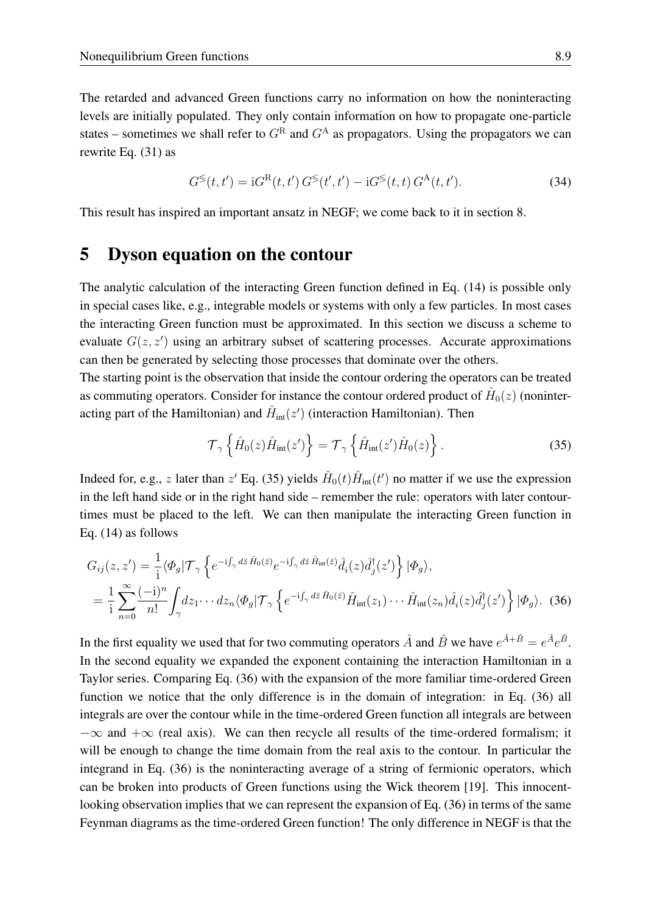The retarded and advanced Green functions carry no information on how the noninteracting levels are initially populated. They only contain information on how to propagate one-particle states – sometimes we shall refer to $G^{\mathrm{R}}$ and $G^{\mathrm{A}}$ as propagators. Using the propagators we can rewrite Eq. (31) as

$$G^{\lessgtr}(t,t') = \mathrm{i}G^{\mathrm{R}}(t,t')\, G^{\lessgtr}(t',t') - \mathrm{i}G^{\lessgtr}(t,t)\, G^{\mathrm{A}}(t,t'). \tag{34}$$

This result has inspired an important ansatz in NEGF; we come back to it in section 8.

## 5 Dyson equation on the contour

The analytic calculation of the interacting Green function defined in Eq. (14) is possible only in special cases like, e.g., integrable models or systems with only a few particles. In most cases the interacting Green function must be approximated. In this section we discuss a scheme to evaluate $G(z,z')$ using an arbitrary subset of scattering processes. Accurate approximations can then be generated by selecting those processes that dominate over the others.

The starting point is the observation that inside the contour ordering the operators can be treated as commuting operators. Consider for instance the contour ordered product of $\hat{H}_0(z)$ (noninteracting part of the Hamiltonian) and $\hat{H}_{\mathrm{int}}(z')$ (interaction Hamiltonian). Then

$$\mathcal{T}_\gamma\left\{\hat{H}_0(z)\hat{H}_{\mathrm{int}}(z')\right\} = \mathcal{T}_\gamma\left\{\hat{H}_{\mathrm{int}}(z')\hat{H}_0(z)\right\}. \tag{35}$$

Indeed for, e.g., $z$ later than $z'$ Eq. (35) yields $\hat{H}_0(t)\hat{H}_{\mathrm{int}}(t')$ no matter if we use the expression in the left hand side or in the right hand side – remember the rule: operators with later contour-times must be placed to the left. We can then manipulate the interacting Green function in Eq. (14) as follows

$$\begin{aligned}
G_{ij}(z,z') &= \frac{1}{\mathrm{i}}\langle \Phi_g|\mathcal{T}_\gamma\left\{e^{-\mathrm{i}\int_\gamma d\bar{z}\,\hat{H}_0(\bar{z})}e^{-\mathrm{i}\int_\gamma d\bar{z}\,\hat{H}_{\mathrm{int}}(\bar{z})}\hat{d}_i(z)\hat{d}_j^\dagger(z')\right\}|\Phi_g\rangle, \\
&= \frac{1}{\mathrm{i}}\sum_{n=0}^{\infty}\frac{(-\mathrm{i})^n}{n!}\int_\gamma dz_1\cdots dz_n\langle \Phi_g|\mathcal{T}_\gamma\left\{e^{-\mathrm{i}\int_\gamma d\bar{z}\,\hat{H}_0(\bar{z})}\hat{H}_{\mathrm{int}}(z_1)\cdots\hat{H}_{\mathrm{int}}(z_n)\hat{d}_i(z)\hat{d}_j^\dagger(z')\right\}|\Phi_g\rangle.
\end{aligned} \tag{36}$$

In the first equality we used that for two commuting operators $\hat{A}$ and $\hat{B}$ we have $e^{\hat{A}+\hat{B}} = e^{\hat{A}}e^{\hat{B}}$. In the second equality we expanded the exponent containing the interaction Hamiltonian in a Taylor series. Comparing Eq. (36) with the expansion of the more familiar time-ordered Green function we notice that the only difference is in the domain of integration: in Eq. (36) all integrals are over the contour while in the time-ordered Green function all integrals are between $-\infty$ and $+\infty$ (real axis). We can then recycle all results of the time-ordered formalism; it will be enough to change the time domain from the real axis to the contour. In particular the integrand in Eq. (36) is the noninteracting average of a string of fermionic operators, which can be broken into products of Green functions using the Wick theorem [19]. This innocent-looking observation implies that we can represent the expansion of Eq. (36) in terms of the same Feynman diagrams as the time-ordered Green function! The only difference in NEGF is that the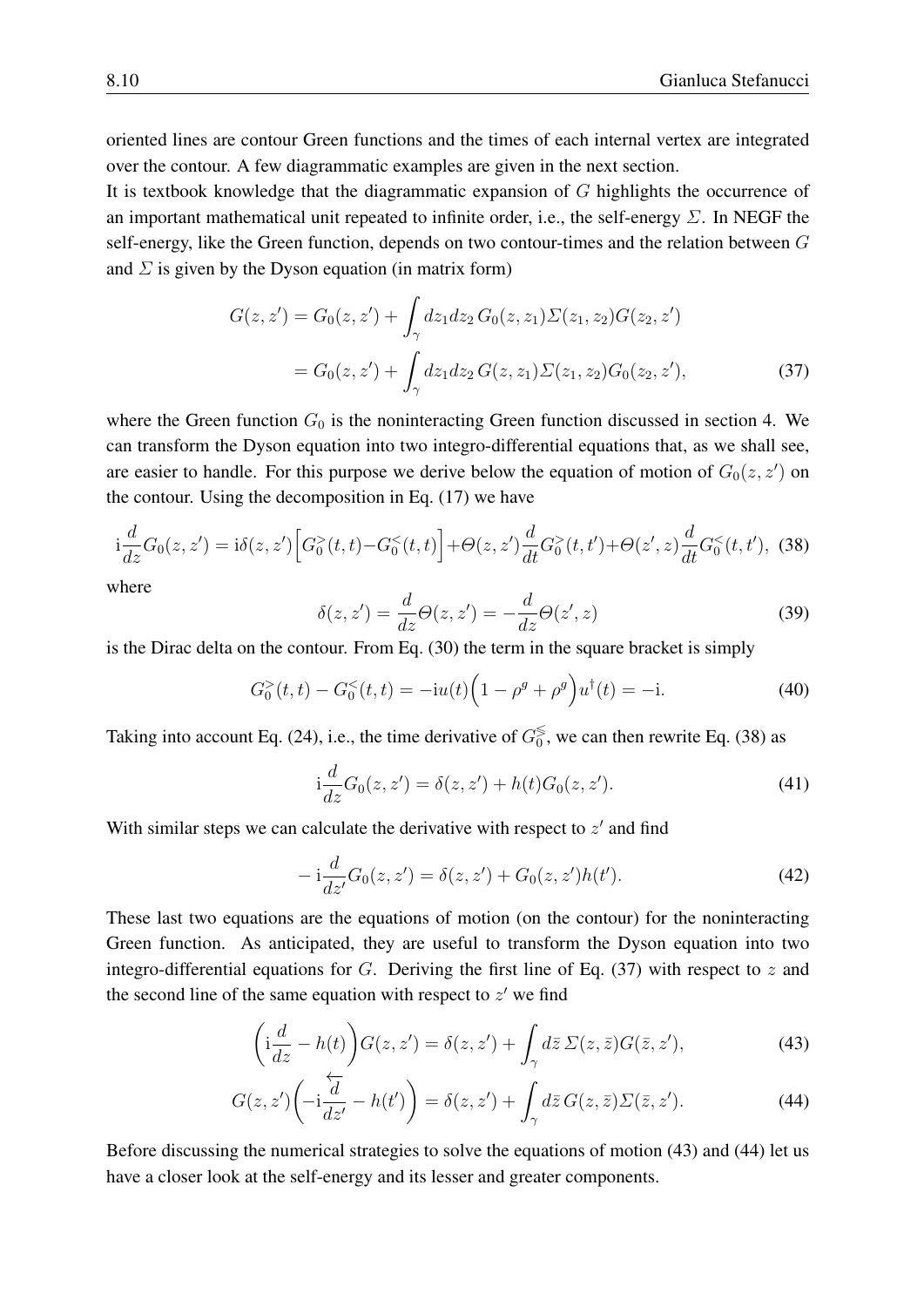oriented lines are contour Green functions and the times of each internal vertex are integrated over the contour. A few diagrammatic examples are given in the next section.

It is textbook knowledge that the diagrammatic expansion of $G$ highlights the occurrence of an important mathematical unit repeated to infinite order, i.e., the self-energy $\Sigma$. In NEGF the self-energy, like the Green function, depends on two contour-times and the relation between $G$ and $\Sigma$ is given by the Dyson equation (in matrix form)

$$
\begin{aligned}
G(z,z') &= G_0(z,z') + \int_\gamma dz_1 dz_2\, G_0(z,z_1)\Sigma(z_1,z_2)G(z_2,z') \\
&= G_0(z,z') + \int_\gamma dz_1 dz_2\, G(z,z_1)\Sigma(z_1,z_2)G_0(z_2,z'),
\end{aligned}
\tag{37}
$$

where the Green function $G_0$ is the noninteracting Green function discussed in section 4. We can transform the Dyson equation into two integro-differential equations that, as we shall see, are easier to handle. For this purpose we derive below the equation of motion of $G_0(z,z')$ on the contour. Using the decomposition in Eq. (17) we have

$$
\mathrm{i}\frac{d}{dz}G_0(z,z') = \mathrm{i}\delta(z,z')\Big[G_0^>(t,t) - G_0^<(t,t)\Big] + \Theta(z,z')\frac{d}{dt}G_0^>(t,t') + \Theta(z',z)\frac{d}{dt}G_0^<(t,t'), \tag{38}
$$

where

$$
\delta(z,z') = \frac{d}{dz}\Theta(z,z') = -\frac{d}{dz}\Theta(z',z) \tag{39}
$$

is the Dirac delta on the contour. From Eq. (30) the term in the square bracket is simply

$$
G_0^>(t,t) - G_0^<(t,t) = -\mathrm{i}u(t)\Big(1 - \rho^g + \rho^g\Big)u^\dagger(t) = -\mathrm{i}. \tag{40}
$$

Taking into account Eq. (24), i.e., the time derivative of $G_0^{\lessgtr}$, we can then rewrite Eq. (38) as

$$
\mathrm{i}\frac{d}{dz}G_0(z,z') = \delta(z,z') + h(t)G_0(z,z'). \tag{41}
$$

With similar steps we can calculate the derivative with respect to $z'$ and find

$$
-\mathrm{i}\frac{d}{dz'}G_0(z,z') = \delta(z,z') + G_0(z,z')h(t'). \tag{42}
$$

These last two equations are the equations of motion (on the contour) for the noninteracting Green function. As anticipated, they are useful to transform the Dyson equation into two integro-differential equations for $G$. Deriving the first line of Eq. (37) with respect to $z$ and the second line of the same equation with respect to $z'$ we find

$$
\left(\mathrm{i}\frac{d}{dz} - h(t)\right)G(z,z') = \delta(z,z') + \int_\gamma d\bar{z}\,\Sigma(z,\bar{z})G(\bar{z},z'), \tag{43}
$$

$$
G(z,z')\left(-\mathrm{i}\frac{\overleftarrow{d}}{dz'} - h(t')\right) = \delta(z,z') + \int_\gamma d\bar{z}\,G(z,\bar{z})\Sigma(\bar{z},z'). \tag{44}
$$

Before discussing the numerical strategies to solve the equations of motion (43) and (44) let us have a closer look at the self-energy and its lesser and greater components.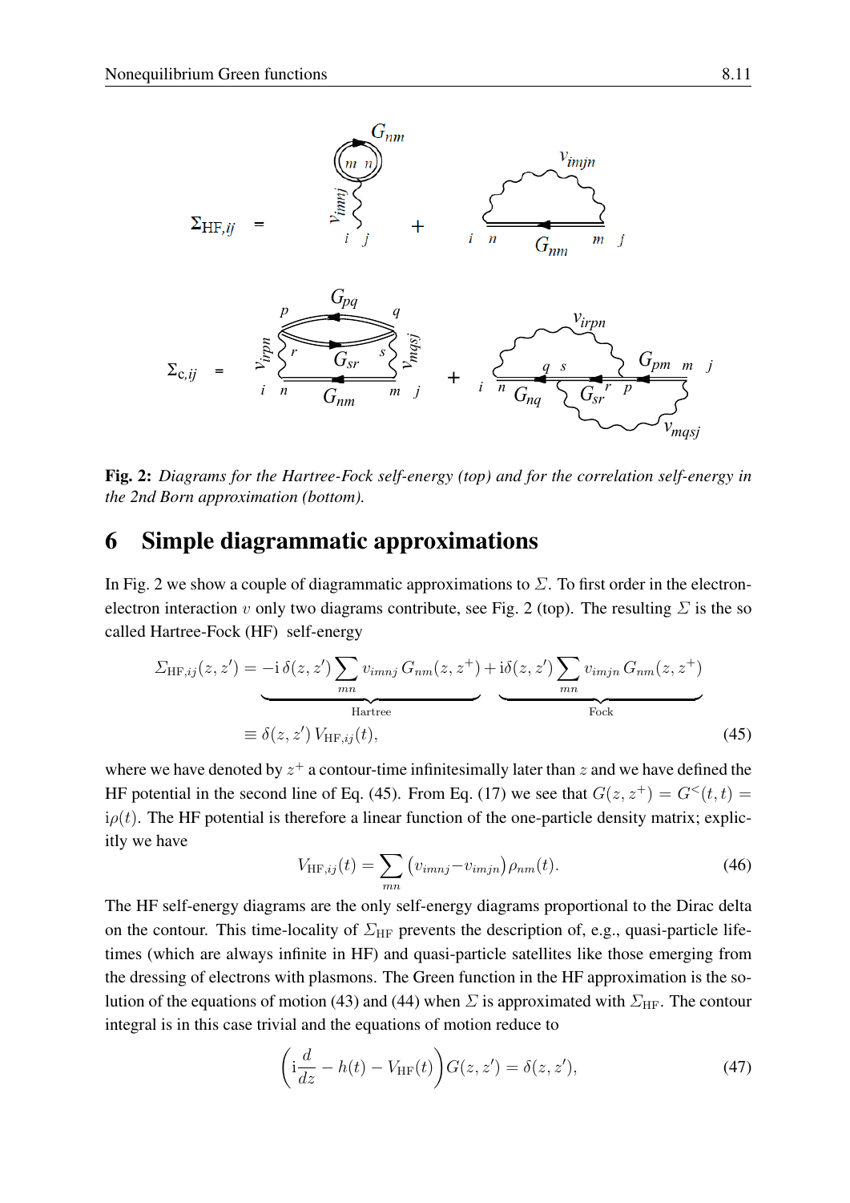Fig. 2: *Diagrams for the Hartree-Fock self-energy (top) and for the correlation self-energy in the 2nd Born approximation (bottom).*

## 6 Simple diagrammatic approximations

In Fig. 2 we show a couple of diagrammatic approximations to $\Sigma$. To first order in the electron-electron interaction $v$ only two diagrams contribute, see Fig. 2 (top). The resulting $\Sigma$ is the so called Hartree-Fock (HF) self-energy

$$\Sigma_{\mathrm{HF},ij}(z,z') = \underbrace{-\mathrm{i}\,\delta(z,z')\sum_{mn} v_{imnj}\,G_{nm}(z,z^+)}_{\text{Hartree}} + \underbrace{\mathrm{i}\delta(z,z')\sum_{mn} v_{imjn}\,G_{nm}(z,z^+)}_{\text{Fock}}$$
$$\equiv \delta(z,z')\,V_{\mathrm{HF},ij}(t), \tag{45}$$

where we have denoted by $z^+$ a contour-time infinitesimally later than $z$ and we have defined the HF potential in the second line of Eq. (45). From Eq. (17) we see that $G(z,z^+) = G^<(t,t) = \mathrm{i}\rho(t)$. The HF potential is therefore a linear function of the one-particle density matrix; explicitly we have

$$V_{\mathrm{HF},ij}(t) = \sum_{mn}\left(v_{imnj} - v_{imjn}\right)\rho_{nm}(t). \tag{46}$$

The HF self-energy diagrams are the only self-energy diagrams proportional to the Dirac delta on the contour. This time-locality of $\Sigma_{\mathrm{HF}}$ prevents the description of, e.g., quasi-particle lifetimes (which are always infinite in HF) and quasi-particle satellites like those emerging from the dressing of electrons with plasmons. The Green function in the HF approximation is the solution of the equations of motion (43) and (44) when $\Sigma$ is approximated with $\Sigma_{\mathrm{HF}}$. The contour integral is in this case trivial and the equations of motion reduce to

$$\left(\mathrm{i}\frac{d}{dz} - h(t) - V_{\mathrm{HF}}(t)\right)G(z,z') = \delta(z,z'), \tag{47}$$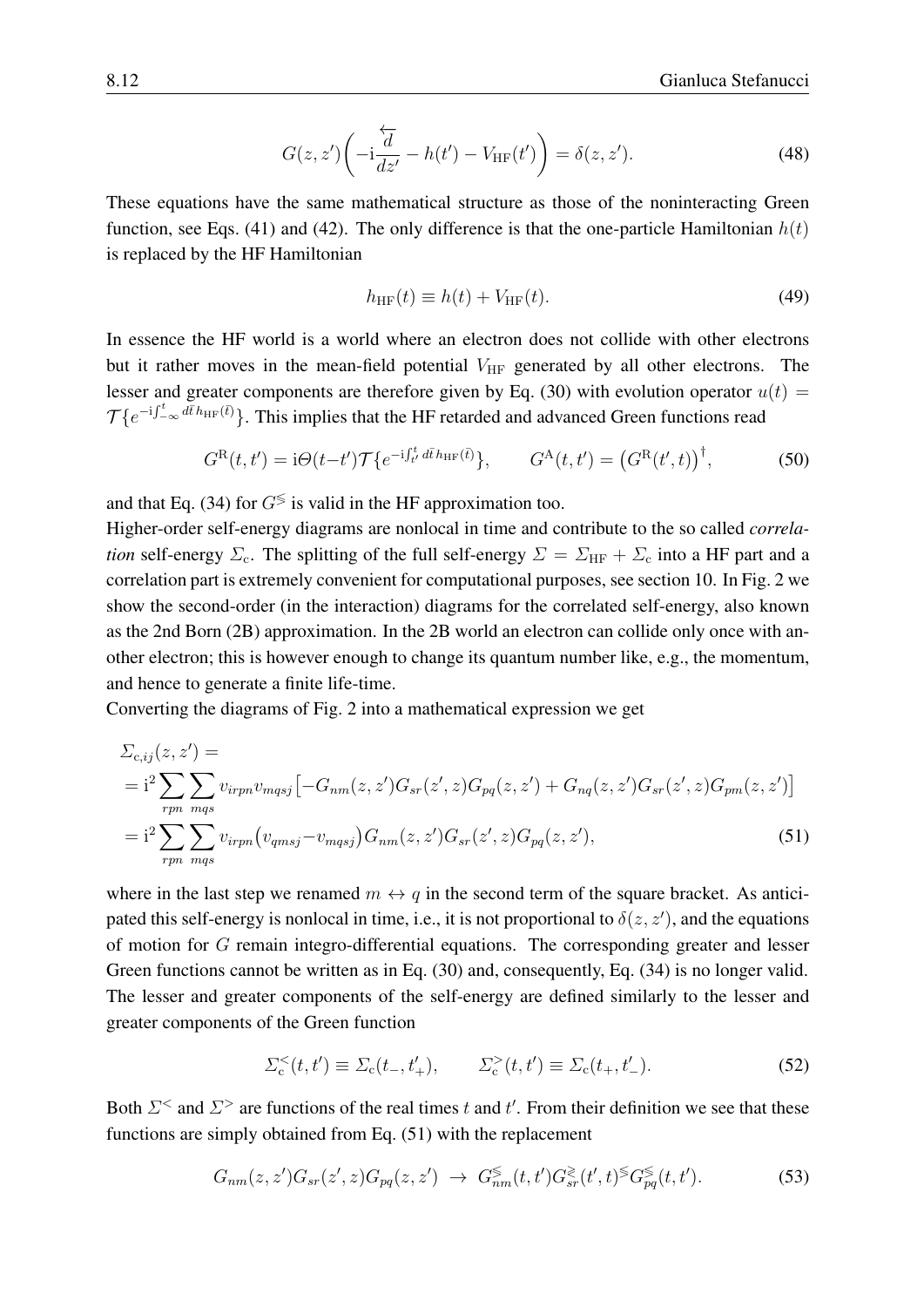$$
G(z,z')\left(-\mathrm{i}\frac{\overleftarrow{d}}{dz'} - h(t') - V_{\mathrm{HF}}(t')\right) = \delta(z,z'). \tag{48}
$$

These equations have the same mathematical structure as those of the noninteracting Green function, see Eqs. (41) and (42). The only difference is that the one-particle Hamiltonian $h(t)$ is replaced by the HF Hamiltonian

$$
h_{\mathrm{HF}}(t) \equiv h(t) + V_{\mathrm{HF}}(t). \tag{49}
$$

In essence the HF world is a world where an electron does not collide with other electrons but it rather moves in the mean-field potential $V_{\mathrm{HF}}$ generated by all other electrons. The lesser and greater components are therefore given by Eq. (30) with evolution operator $u(t) = \mathcal{T}\{e^{-\mathrm{i}\int_{-\infty}^{t} d\bar{t}\, h_{\mathrm{HF}}(\bar{t})}\}$. This implies that the HF retarded and advanced Green functions read

$$
G^{\mathrm{R}}(t,t') = \mathrm{i}\Theta(t-t')\mathcal{T}\{e^{-\mathrm{i}\int_{t'}^{t} d\bar{t}\, h_{\mathrm{HF}}(\bar{t})}\}, \qquad G^{\mathrm{A}}(t,t') = \left(G^{\mathrm{R}}(t',t)\right)^{\dagger}, \tag{50}
$$

and that Eq. (34) for $G^{\lessgtr}$ is valid in the HF approximation too.
Higher-order self-energy diagrams are nonlocal in time and contribute to the so called *correlation* self-energy $\Sigma_{\mathrm{c}}$. The splitting of the full self-energy $\Sigma = \Sigma_{\mathrm{HF}} + \Sigma_{\mathrm{c}}$ into a HF part and a correlation part is extremely convenient for computational purposes, see section 10. In Fig. 2 we show the second-order (in the interaction) diagrams for the correlated self-energy, also known as the 2nd Born (2B) approximation. In the 2B world an electron can collide only once with another electron; this is however enough to change its quantum number like, e.g., the momentum, and hence to generate a finite life-time.
Converting the diagrams of Fig. 2 into a mathematical expression we get

$$
\begin{aligned}
&\Sigma_{\mathrm{c},ij}(z,z') = \\
&= \mathrm{i}^2 \sum_{rpn}\sum_{mqs} v_{irpn} v_{mqsj}\left[-G_{nm}(z,z')G_{sr}(z',z)G_{pq}(z,z') + G_{nq}(z,z')G_{sr}(z',z)G_{pm}(z,z')\right] \\
&= \mathrm{i}^2 \sum_{rpn}\sum_{mqs} v_{irpn}\left(v_{qmsj} - v_{mqsj}\right) G_{nm}(z,z')G_{sr}(z',z)G_{pq}(z,z'),
\end{aligned} \tag{51}
$$

where in the last step we renamed $m \leftrightarrow q$ in the second term of the square bracket. As anticipated this self-energy is nonlocal in time, i.e., it is not proportional to $\delta(z,z')$, and the equations of motion for $G$ remain integro-differential equations. The corresponding greater and lesser Green functions cannot be written as in Eq. (30) and, consequently, Eq. (34) is no longer valid. The lesser and greater components of the self-energy are defined similarly to the lesser and greater components of the Green function

$$
\Sigma^{<}_{\mathrm{c}}(t,t') \equiv \Sigma_{\mathrm{c}}(t_-,t'_+), \qquad \Sigma^{>}_{\mathrm{c}}(t,t') \equiv \Sigma_{\mathrm{c}}(t_+,t'_-). \tag{52}
$$

Both $\Sigma^{<}$ and $\Sigma^{>}$ are functions of the real times $t$ and $t'$. From their definition we see that these functions are simply obtained from Eq. (51) with the replacement

$$
G_{nm}(z,z')G_{sr}(z',z)G_{pq}(z,z') \;\to\; G^{\lessgtr}_{nm}(t,t')G^{\gtrless}_{sr}(t',t)^{\lessgtr}G^{\lessgtr}_{pq}(t,t'). \tag{53}
$$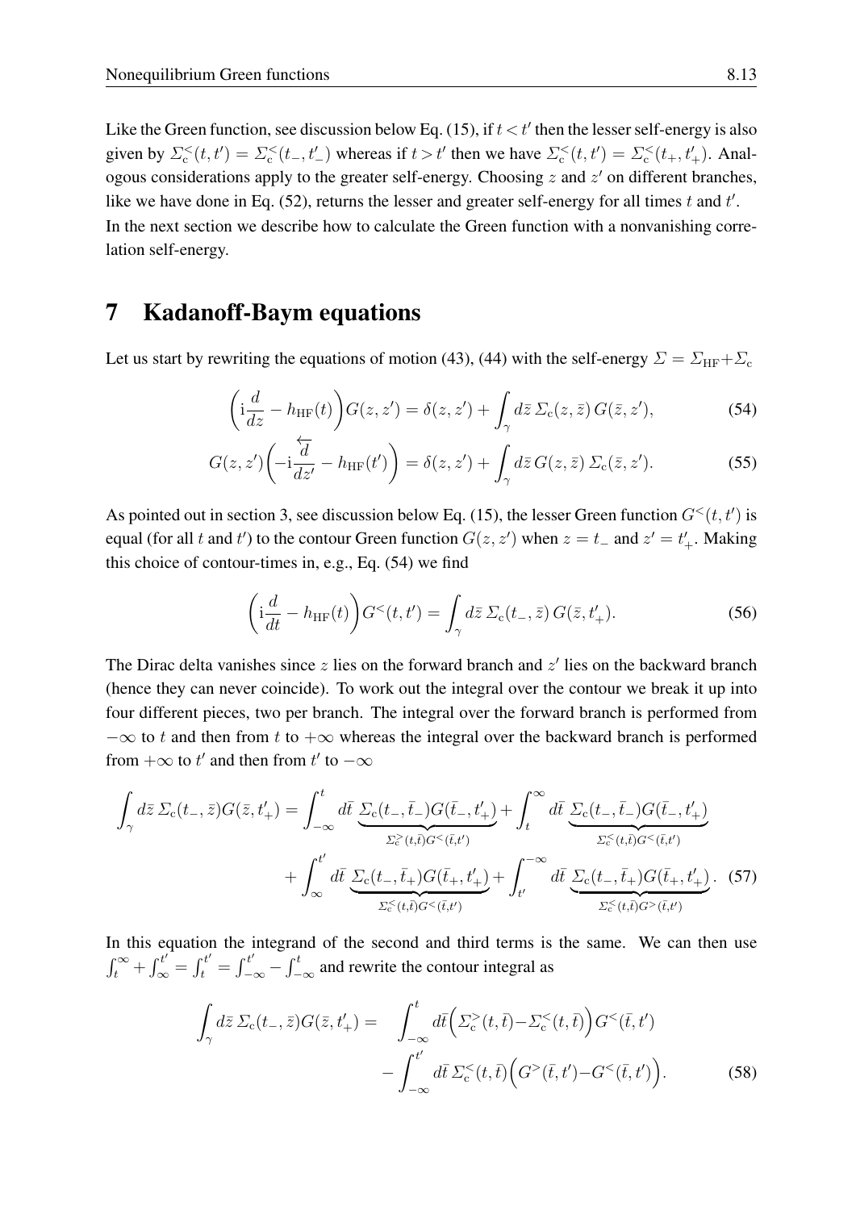Like the Green function, see discussion below Eq. (15), if $t < t'$ then the lesser self-energy is also given by $\Sigma_{\rm c}^{<}(t,t') = \Sigma_{\rm c}^{<}(t_-,t'_-)$ whereas if $t > t'$ then we have $\Sigma_{\rm c}^{<}(t,t') = \Sigma_{\rm c}^{<}(t_+,t'_+)$. Analogous considerations apply to the greater self-energy. Choosing $z$ and $z'$ on different branches, like we have done in Eq. (52), returns the lesser and greater self-energy for all times $t$ and $t'$.

In the next section we describe how to calculate the Green function with a nonvanishing correlation self-energy.

# 7 Kadanoff-Baym equations

Let us start by rewriting the equations of motion (43), (44) with the self-energy $\Sigma = \Sigma_{\rm HF} + \Sigma_{\rm c}$

$$\left({\rm i}\frac{d}{dz} - h_{\rm HF}(t)\right) G(z,z') = \delta(z,z') + \int_\gamma d\bar{z}\, \Sigma_{\rm c}(z,\bar{z})\, G(\bar{z},z'), \tag{54}$$

$$G(z,z')\left(-{\rm i}\frac{\overleftarrow{d}}{dz'} - h_{\rm HF}(t')\right) = \delta(z,z') + \int_\gamma d\bar{z}\, G(z,\bar{z})\, \Sigma_{\rm c}(\bar{z},z'). \tag{55}$$

As pointed out in section 3, see discussion below Eq. (15), the lesser Green function $G^<(t,t')$ is equal (for all $t$ and $t'$) to the contour Green function $G(z,z')$ when $z = t_-$ and $z' = t'_+$. Making this choice of contour-times in, e.g., Eq. (54) we find

$$\left({\rm i}\frac{d}{dt} - h_{\rm HF}(t)\right) G^<(t,t') = \int_\gamma d\bar{z}\, \Sigma_{\rm c}(t_-,\bar{z})\, G(\bar{z},t'_+). \tag{56}$$

The Dirac delta vanishes since $z$ lies on the forward branch and $z'$ lies on the backward branch (hence they can never coincide). To work out the integral over the contour we break it up into four different pieces, two per branch. The integral over the forward branch is performed from $-\infty$ to $t$ and then from $t$ to $+\infty$ whereas the integral over the backward branch is performed from $+\infty$ to $t'$ and then from $t'$ to $-\infty$

$$\begin{aligned}\int_\gamma d\bar{z}\, \Sigma_{\rm c}(t_-,\bar{z}) G(\bar{z},t'_+) = &\int_{-\infty}^{t} d\bar{t}\, \underbrace{\Sigma_{\rm c}(t_-,\bar{t}_-) G(\bar{t}_-,t'_+)}_{\Sigma_{\rm c}^{>}(t,\bar{t}) G^<(\bar{t},t')} + \int_{t}^{\infty} d\bar{t}\, \underbrace{\Sigma_{\rm c}(t_-,\bar{t}_-) G(\bar{t}_-,t'_+)}_{\Sigma_{\rm c}^{<}(t,\bar{t}) G^<(\bar{t},t')} \\ &+ \int_{\infty}^{t'} d\bar{t}\, \underbrace{\Sigma_{\rm c}(t_-,\bar{t}_+) G(\bar{t}_+,t'_+)}_{\Sigma_{\rm c}^{<}(t,\bar{t}) G^<(\bar{t},t')} + \int_{t'}^{-\infty} d\bar{t}\, \underbrace{\Sigma_{\rm c}(t_-,\bar{t}_+) G(\bar{t}_+,t'_+)}_{\Sigma_{\rm c}^{<}(t,\bar{t}) G^>(\bar{t},t')}. \end{aligned} \tag{57}$$

In this equation the integrand of the second and third terms is the same. We can then use $\int_t^\infty + \int_\infty^{t'} = \int_t^{t'} = \int_{-\infty}^{t'} - \int_{-\infty}^{t}$ and rewrite the contour integral as

$$\begin{aligned}\int_\gamma d\bar{z}\, \Sigma_{\rm c}(t_-,\bar{z}) G(\bar{z},t'_+) = &\int_{-\infty}^{t} d\bar{t} \Big(\Sigma_{\rm c}^{>}(t,\bar{t}) - \Sigma_{\rm c}^{<}(t,\bar{t})\Big) G^<(\bar{t},t') \\ &- \int_{-\infty}^{t'} d\bar{t}\, \Sigma_{\rm c}^{<}(t,\bar{t}) \Big(G^>(\bar{t},t') - G^<(\bar{t},t')\Big). \end{aligned} \tag{58}$$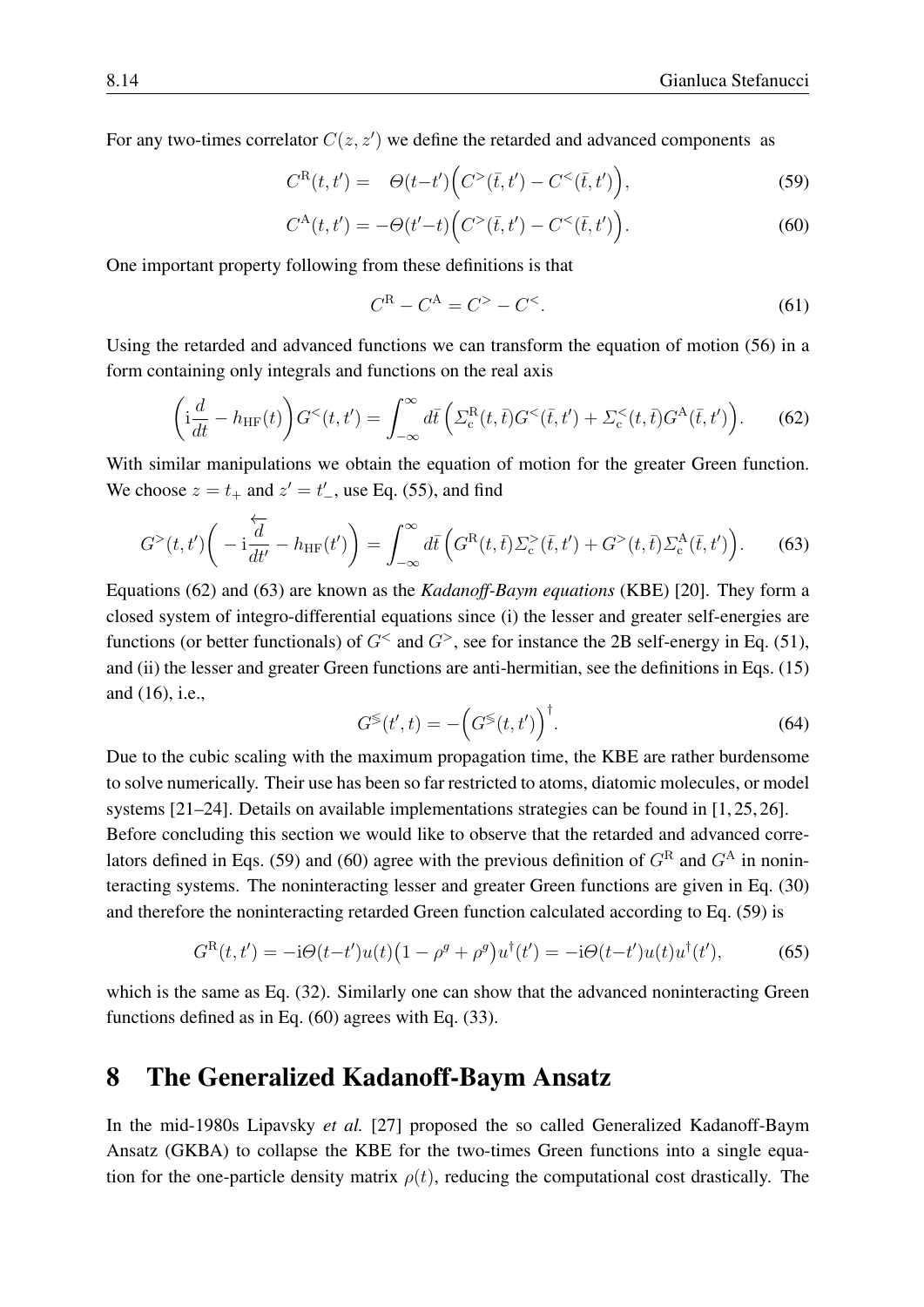For any two-times correlator $C(z,z')$ we define the retarded and advanced components as

$$C^{\rm R}(t,t') = \quad \Theta(t-t')\Big(C^{>}(\bar{t},t') - C^{<}(\bar{t},t')\Big), \tag{59}$$

$$C^{\rm A}(t,t') = -\Theta(t'-t)\Big(C^{>}(\bar{t},t') - C^{<}(\bar{t},t')\Big). \tag{60}$$

One important property following from these definitions is that

$$C^{\rm R} - C^{\rm A} = C^{>} - C^{<}. \tag{61}$$

Using the retarded and advanced functions we can transform the equation of motion (56) in a form containing only integrals and functions on the real axis

$$\left({\rm i}\frac{d}{dt} - h_{\rm HF}(t)\right)G^{<}(t,t') = \int_{-\infty}^{\infty} d\bar{t}\,\Big(\Sigma_{\rm c}^{\rm R}(t,\bar{t})G^{<}(\bar{t},t') + \Sigma_{\rm c}^{<}(t,\bar{t})G^{\rm A}(\bar{t},t')\Big). \tag{62}$$

With similar manipulations we obtain the equation of motion for the greater Green function. We choose $z = t_{+}$ and $z' = t'_{-}$, use Eq. (55), and find

$$G^{>}(t,t')\left(-{\rm i}\frac{\overleftarrow{d}}{dt'} - h_{\rm HF}(t')\right) = \int_{-\infty}^{\infty} d\bar{t}\,\Big(G^{\rm R}(t,\bar{t})\Sigma_{\rm c}^{>}(\bar{t},t') + G^{>}(t,\bar{t})\Sigma_{\rm c}^{\rm A}(\bar{t},t')\Big). \tag{63}$$

Equations (62) and (63) are known as the *Kadanoff-Baym equations* (KBE) [20]. They form a closed system of integro-differential equations since (i) the lesser and greater self-energies are functions (or better functionals) of $G^{<}$ and $G^{>}$, see for instance the 2B self-energy in Eq. (51), and (ii) the lesser and greater Green functions are anti-hermitian, see the definitions in Eqs. (15) and (16), i.e.,

$$G^{\lessgtr}(t',t) = -\Big(G^{\lessgtr}(t,t')\Big)^{\dagger}. \tag{64}$$

Due to the cubic scaling with the maximum propagation time, the KBE are rather burdensome to solve numerically. Their use has been so far restricted to atoms, diatomic molecules, or model systems [21–24]. Details on available implementations strategies can be found in [1, 25, 26].

Before concluding this section we would like to observe that the retarded and advanced correlators defined in Eqs. (59) and (60) agree with the previous definition of $G^{\rm R}$ and $G^{\rm A}$ in noninteracting systems. The noninteracting lesser and greater Green functions are given in Eq. (30) and therefore the noninteracting retarded Green function calculated according to Eq. (59) is

$$G^{\rm R}(t,t') = -{\rm i}\Theta(t-t')u(t)\big(1-\rho^{g}+\rho^{g}\big)u^{\dagger}(t') = -{\rm i}\Theta(t-t')u(t)u^{\dagger}(t'), \tag{65}$$

which is the same as Eq. (32). Similarly one can show that the advanced noninteracting Green functions defined as in Eq. (60) agrees with Eq. (33).

# 8 The Generalized Kadanoff-Baym Ansatz

In the mid-1980s Lipavsky *et al.* [27] proposed the so called Generalized Kadanoff-Baym Ansatz (GKBA) to collapse the KBE for the two-times Green functions into a single equation for the one-particle density matrix $\rho(t)$, reducing the computational cost drastically. The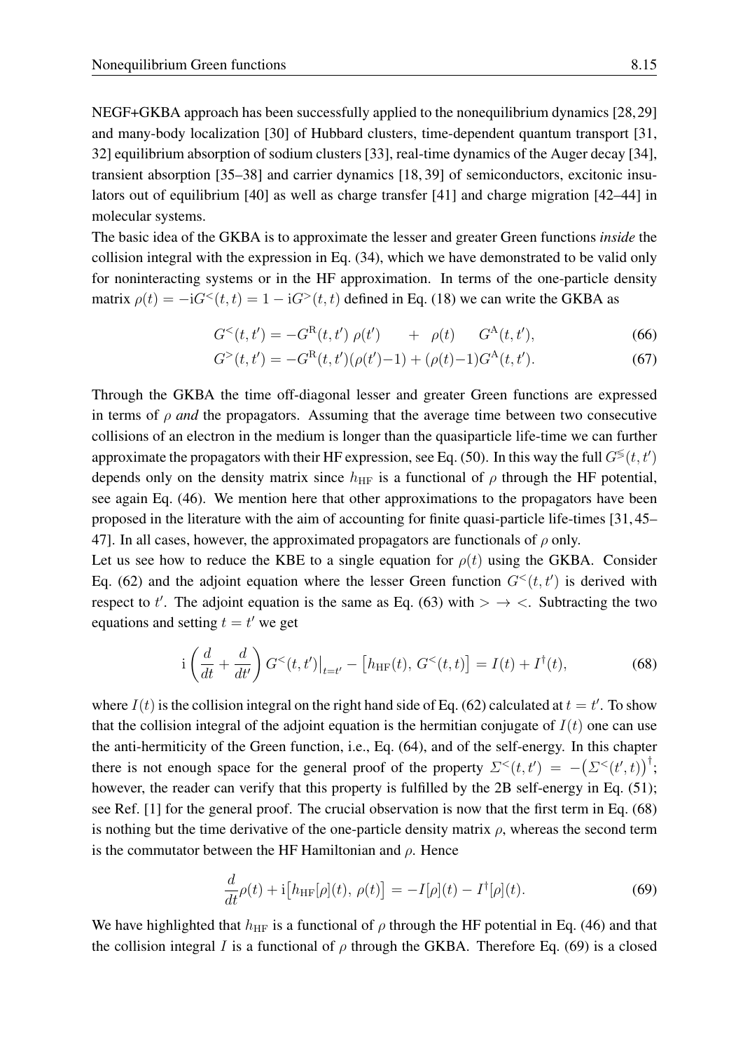NEGF+GKBA approach has been successfully applied to the nonequilibrium dynamics [28,29] and many-body localization [30] of Hubbard clusters, time-dependent quantum transport [31, 32] equilibrium absorption of sodium clusters [33], real-time dynamics of the Auger decay [34], transient absorption [35–38] and carrier dynamics [18, 39] of semiconductors, excitonic insulators out of equilibrium [40] as well as charge transfer [41] and charge migration [42–44] in molecular systems.

The basic idea of the GKBA is to approximate the lesser and greater Green functions *inside* the collision integral with the expression in Eq. (34), which we have demonstrated to be valid only for noninteracting systems or in the HF approximation. In terms of the one-particle density matrix $\rho(t) = -\mathrm{i}G^{<}(t,t) = 1 - \mathrm{i}G^{>}(t,t)$ defined in Eq. (18) we can write the GKBA as

$$G^{<}(t,t') = -G^{\mathrm{R}}(t,t')\,\rho(t') \qquad + \quad \rho(t) \qquad G^{\mathrm{A}}(t,t'), \tag{66}$$

$$G^{>}(t,t') = -G^{\mathrm{R}}(t,t')(\rho(t')-1) + (\rho(t)-1)G^{\mathrm{A}}(t,t'). \tag{67}$$

Through the GKBA the time off-diagonal lesser and greater Green functions are expressed in terms of $\rho$ *and* the propagators. Assuming that the average time between two consecutive collisions of an electron in the medium is longer than the quasiparticle life-time we can further approximate the propagators with their HF expression, see Eq. (50). In this way the full $G^{\lessgtr}(t,t')$ depends only on the density matrix since $h_{\mathrm{HF}}$ is a functional of $\rho$ through the HF potential, see again Eq. (46). We mention here that other approximations to the propagators have been proposed in the literature with the aim of accounting for finite quasi-particle life-times [31, 45–47]. In all cases, however, the approximated propagators are functionals of $\rho$ only.

Let us see how to reduce the KBE to a single equation for $\rho(t)$ using the GKBA. Consider Eq. (62) and the adjoint equation where the lesser Green function $G^{<}(t,t')$ is derived with respect to $t'$. The adjoint equation is the same as Eq. (63) with $> \,\to\, <$. Subtracting the two equations and setting $t = t'$ we get

$$\mathrm{i}\left(\frac{d}{dt} + \frac{d}{dt'}\right) G^{<}(t,t')\big|_{t=t'} - \big[h_{\mathrm{HF}}(t),\, G^{<}(t,t)\big] = I(t) + I^{\dagger}(t), \tag{68}$$

where $I(t)$ is the collision integral on the right hand side of Eq. (62) calculated at $t = t'$. To show that the collision integral of the adjoint equation is the hermitian conjugate of $I(t)$ one can use the anti-hermiticity of the Green function, i.e., Eq. (64), and of the self-energy. In this chapter there is not enough space for the general proof of the property $\Sigma^{<}(t,t') = -\big(\Sigma^{<}(t',t)\big)^{\dagger}$; however, the reader can verify that this property is fulfilled by the 2B self-energy in Eq. (51); see Ref. [1] for the general proof. The crucial observation is now that the first term in Eq. (68) is nothing but the time derivative of the one-particle density matrix $\rho$, whereas the second term is the commutator between the HF Hamiltonian and $\rho$. Hence

$$\frac{d}{dt}\rho(t) + \mathrm{i}\big[h_{\mathrm{HF}}[\rho](t),\, \rho(t)\big] = -I[\rho](t) - I^{\dagger}[\rho](t). \tag{69}$$

We have highlighted that $h_{\mathrm{HF}}$ is a functional of $\rho$ through the HF potential in Eq. (46) and that the collision integral $I$ is a functional of $\rho$ through the GKBA. Therefore Eq. (69) is a closed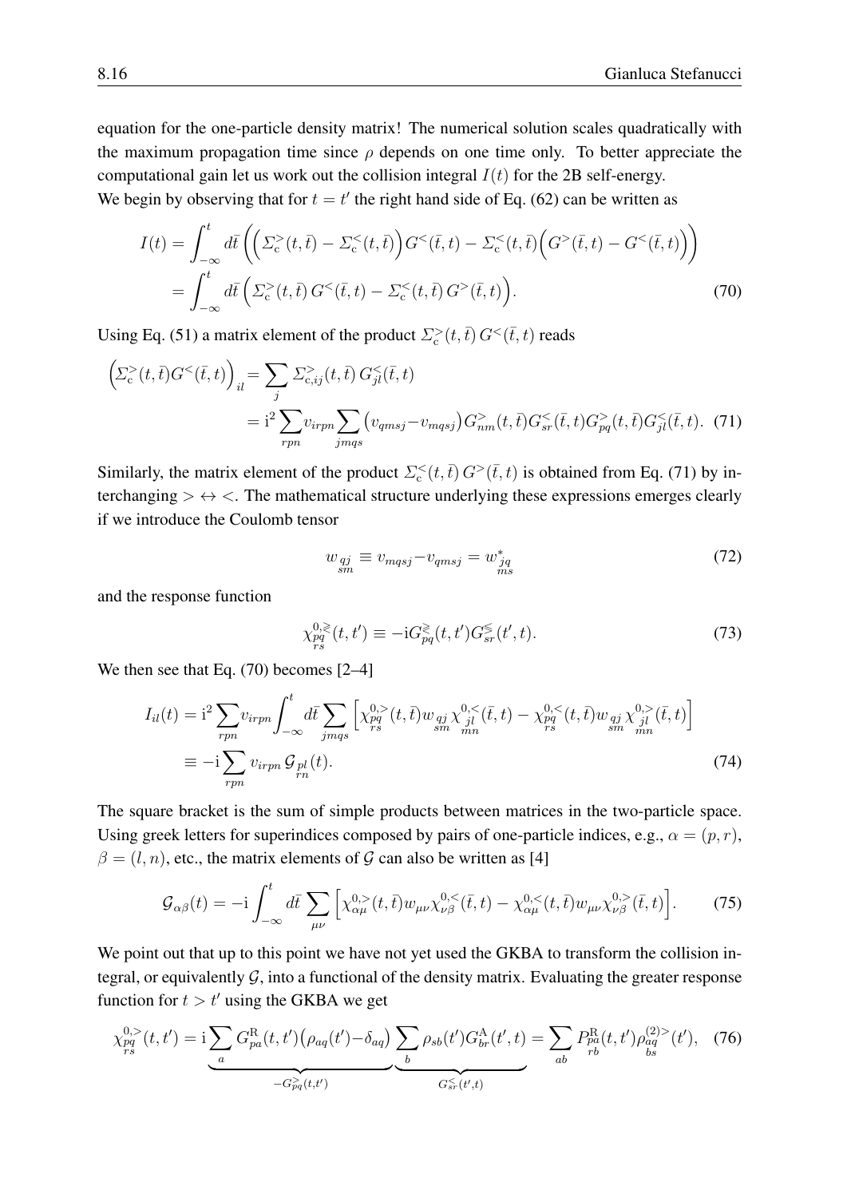equation for the one-particle density matrix! The numerical solution scales quadratically with the maximum propagation time since $\rho$ depends on one time only. To better appreciate the computational gain let us work out the collision integral $I(t)$ for the 2B self-energy.

We begin by observing that for $t = t'$ the right hand side of Eq. (62) can be written as

$$
\begin{aligned}
I(t) &= \int_{-\infty}^{t} d\bar{t} \left( \Big( \Sigma_{\rm c}^{>}(t,\bar{t}) - \Sigma_{\rm c}^{<}(t,\bar{t}) \Big) G^{<}(\bar{t},t) - \Sigma_{\rm c}^{<}(t,\bar{t}) \Big( G^{>}(\bar{t},t) - G^{<}(\bar{t},t) \Big) \right) \\
&= \int_{-\infty}^{t} d\bar{t} \left( \Sigma_{\rm c}^{>}(t,\bar{t})\, G^{<}(\bar{t},t) - \Sigma_{\rm c}^{<}(t,\bar{t})\, G^{>}(\bar{t},t) \right).
\end{aligned} \tag{70}
$$

Using Eq. (51) a matrix element of the product $\Sigma_{\rm c}^{>}(t,\bar{t})\, G^{<}(\bar{t},t)$ reads

$$
\begin{aligned}
\Big( \Sigma_{\rm c}^{>}(t,\bar{t}) G^{<}(\bar{t},t) \Big)_{il} &= \sum_{j} \Sigma_{{\rm c},ij}^{>}(t,\bar{t})\, G_{jl}^{<}(\bar{t},t) \\
&= {\rm i}^2 \sum_{rpn} v_{irpn} \sum_{jmqs} \big( v_{qmsj} - v_{mqsj} \big) G_{nm}^{>}(t,\bar{t}) G_{sr}^{<}(\bar{t},t) G_{pq}^{>}(t,\bar{t}) G_{jl}^{<}(\bar{t},t).
\end{aligned} \tag{71}
$$

Similarly, the matrix element of the product $\Sigma_{\rm c}^{<}(t,\bar{t})\, G^{>}(\bar{t},t)$ is obtained from Eq. (71) by interchanging $> \leftrightarrow <$. The mathematical structure underlying these expressions emerges clearly if we introduce the Coulomb tensor

$$
w_{\substack{qj\\sm}} \equiv v_{mqsj} - v_{qmsj} = w^{*}_{\substack{jq\\ms}} \tag{72}
$$

and the response function

$$
\chi^{0,\gtrless}_{\substack{pq\\rs}}(t,t') \equiv -{\rm i} G^{\gtrless}_{pq}(t,t') G^{\lessgtr}_{sr}(t',t). \tag{73}
$$

We then see that Eq. (70) becomes [2–4]

$$
\begin{aligned}
I_{il}(t) &= {\rm i}^2 \sum_{rpn} v_{irpn} \int_{-\infty}^{t} d\bar{t} \sum_{jmqs} \Big[ \chi^{0,>}_{\substack{pq\\rs}}(t,\bar{t}) w_{\substack{qj\\sm}} \chi^{0,<}_{\substack{jl\\mn}}(\bar{t},t) - \chi^{0,<}_{\substack{pq\\rs}}(t,\bar{t}) w_{\substack{qj\\sm}} \chi^{0,>}_{\substack{jl\\mn}}(\bar{t},t) \Big] \\
&\equiv -{\rm i} \sum_{rpn} v_{irpn}\, \mathcal{G}_{\substack{pl\\rn}}(t).
\end{aligned} \tag{74}
$$

The square bracket is the sum of simple products between matrices in the two-particle space. Using greek letters for superindices composed by pairs of one-particle indices, e.g., $\alpha = (p, r)$, $\beta = (l, n)$, etc., the matrix elements of $\mathcal{G}$ can also be written as [4]

$$
\mathcal{G}_{\alpha\beta}(t) = -{\rm i} \int_{-\infty}^{t} d\bar{t} \sum_{\mu\nu} \Big[ \chi^{0,>}_{\alpha\mu}(t,\bar{t}) w_{\mu\nu} \chi^{0,<}_{\nu\beta}(\bar{t},t) - \chi^{0,<}_{\alpha\mu}(t,\bar{t}) w_{\mu\nu} \chi^{0,>}_{\nu\beta}(\bar{t},t) \Big]. \tag{75}
$$

We point out that up to this point we have not yet used the GKBA to transform the collision integral, or equivalently $\mathcal{G}$, into a functional of the density matrix. Evaluating the greater response function for $t > t'$ using the GKBA we get

$$
\chi^{0,>}_{\substack{pq\\rs}}(t,t') = {\rm i} \underbrace{\sum_{a} G^{\rm R}_{pa}(t,t') \big( \rho_{aq}(t') - \delta_{aq} \big)}_{-G^{>}_{pq}(t,t')} \underbrace{\sum_{b} \rho_{sb}(t') G^{\rm A}_{br}(t',t)}_{G^{<}_{sr}(t',t)} = \sum_{ab} P^{\rm R}_{\substack{pa\\rb}}(t,t') \rho^{(2)>}_{\substack{aq\\bs}}(t'), \tag{76}
$$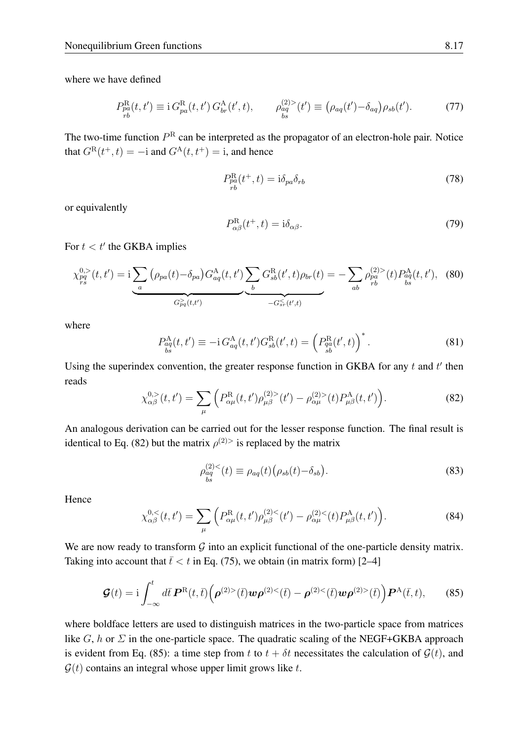where we have defined

$$P^{\rm R}_{\substack{pa\\rb}}(t,t') \equiv {\rm i}\, G^{\rm R}_{pa}(t,t')\, G^{\rm A}_{br}(t',t), \qquad \rho^{(2)>}_{\substack{aq\\bs}}(t') \equiv \big(\rho_{aq}(t')-\delta_{aq}\big)\rho_{sb}(t'). \tag{77}$$

The two-time function $P^{\rm R}$ can be interpreted as the propagator of an electron-hole pair. Notice that $G^{\rm R}(t^+,t) = -{\rm i}$ and $G^{\rm A}(t,t^+) = {\rm i}$, and hence

$$P^{\rm R}_{\substack{pa\\rb}}(t^+,t) = {\rm i}\delta_{pa}\delta_{rb} \tag{78}$$

or equivalently

$$P^{\rm R}_{\alpha\beta}(t^+,t) = {\rm i}\delta_{\alpha\beta}. \tag{79}$$

For $t < t'$ the GKBA implies

$$\chi^{0,>}_{\substack{pq\\rs}}(t,t') = \underbrace{{\rm i}\sum_a \big(\rho_{pa}(t)-\delta_{pa}\big)G^{\rm A}_{aq}(t,t')}_{G^{>}_{pq}(t,t')}\underbrace{\sum_b G^{\rm R}_{sb}(t',t)\rho_{br}(t)}_{-G^{<}_{sr}(t',t)} = -\sum_{ab}\rho^{(2)>}_{\substack{pa\\rb}}(t)P^{\rm A}_{\substack{aq\\bs}}(t,t'), \tag{80}$$

where

$$P^{\rm A}_{\substack{aq\\bs}}(t,t') \equiv -{\rm i}\, G^{\rm A}_{aq}(t,t')G^{\rm R}_{sb}(t',t) = \Big(P^{\rm R}_{\substack{qa\\sb}}(t',t)\Big)^*. \tag{81}$$

Using the superindex convention, the greater response function in GKBA for any $t$ and $t'$ then reads

$$\chi^{0,>}_{\alpha\beta}(t,t') = \sum_\mu \Big(P^{\rm R}_{\alpha\mu}(t,t')\rho^{(2)>}_{\mu\beta}(t') - \rho^{(2)>}_{\alpha\mu}(t)P^{\rm A}_{\mu\beta}(t,t')\Big). \tag{82}$$

An analogous derivation can be carried out for the lesser response function. The final result is identical to Eq. (82) but the matrix $\rho^{(2)>}$ is replaced by the matrix

$$\rho^{(2)<}_{\substack{aq\\bs}}(t) \equiv \rho_{aq}(t)\big(\rho_{sb}(t)-\delta_{sb}\big). \tag{83}$$

Hence

$$\chi^{0,<}_{\alpha\beta}(t,t') = \sum_\mu \Big(P^{\rm R}_{\alpha\mu}(t,t')\rho^{(2)<}_{\mu\beta}(t') - \rho^{(2)<}_{\alpha\mu}(t)P^{\rm A}_{\mu\beta}(t,t')\Big). \tag{84}$$

We are now ready to transform $\mathcal{G}$ into an explicit functional of the one-particle density matrix. Taking into account that $\bar{t} < t$ in Eq. (75), we obtain (in matrix form) [2–4]

$$\boldsymbol{\mathcal{G}}(t) = {\rm i}\int_{-\infty}^{t} d\bar{t}\, \boldsymbol{P}^{\rm R}(t,\bar{t})\Big(\boldsymbol{\rho}^{(2)>}(\bar{t})\boldsymbol{w}\boldsymbol{\rho}^{(2)<}(\bar{t}) - \boldsymbol{\rho}^{(2)<}(\bar{t})\boldsymbol{w}\boldsymbol{\rho}^{(2)>}(\bar{t})\Big)\boldsymbol{P}^{\rm A}(\bar{t},t), \tag{85}$$

where boldface letters are used to distinguish matrices in the two-particle space from matrices like $G$, $h$ or $\Sigma$ in the one-particle space. The quadratic scaling of the NEGF+GKBA approach is evident from Eq. (85): a time step from $t$ to $t+\delta t$ necessitates the calculation of $\mathcal{G}(t)$, and $\mathcal{G}(t)$ contains an integral whose upper limit grows like $t$.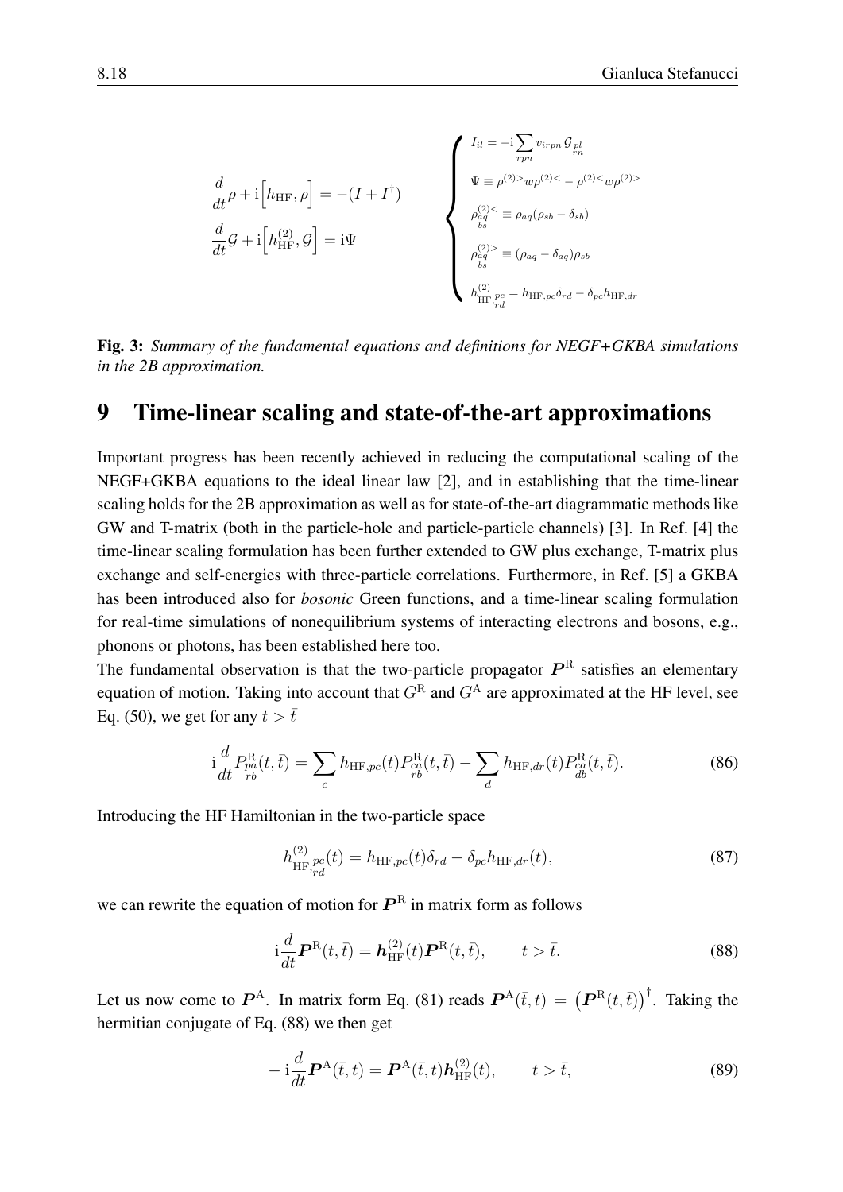$$
\frac{d}{dt}\rho + \mathrm{i}\Big[h_{\mathrm{HF}}, \rho\Big] = -(I + I^{\dagger})
$$

$$
\frac{d}{dt}\mathcal{G} + \mathrm{i}\Big[h^{(2)}_{\mathrm{HF}}, \mathcal{G}\Big] = \mathrm{i}\Psi
$$

$$
\begin{cases}
I_{il} = -\mathrm{i}\sum_{rpn} v_{irpn}\, \mathcal{G}_{\substack{pl\\rn}} \\
\Psi \equiv \rho^{(2)>} w \rho^{(2)<} - \rho^{(2)<} w \rho^{(2)>} \\
\rho^{(2)<}_{\substack{aq\\bs}} \equiv \rho_{aq}(\rho_{sb} - \delta_{sb}) \\
\rho^{(2)>}_{\substack{aq\\bs}} \equiv (\rho_{aq} - \delta_{aq})\rho_{sb} \\
h^{(2)}_{\mathrm{HF},\substack{pc\\rd}} = h_{\mathrm{HF},pc}\delta_{rd} - \delta_{pc} h_{\mathrm{HF},dr}
\end{cases}
$$

**Fig. 3:** *Summary of the fundamental equations and definitions for NEGF+GKBA simulations in the 2B approximation.*

# 9 Time-linear scaling and state-of-the-art approximations

Important progress has been recently achieved in reducing the computational scaling of the NEGF+GKBA equations to the ideal linear law [2], and in establishing that the time-linear scaling holds for the 2B approximation as well as for state-of-the-art diagrammatic methods like GW and T-matrix (both in the particle-hole and particle-particle channels) [3]. In Ref. [4] the time-linear scaling formulation has been further extended to GW plus exchange, T-matrix plus exchange and self-energies with three-particle correlations. Furthermore, in Ref. [5] a GKBA has been introduced also for *bosonic* Green functions, and a time-linear scaling formulation for real-time simulations of nonequilibrium systems of interacting electrons and bosons, e.g., phonons or photons, has been established here too.

The fundamental observation is that the two-particle propagator $\boldsymbol{P}^{\mathrm{R}}$ satisfies an elementary equation of motion. Taking into account that $G^{\mathrm{R}}$ and $G^{\mathrm{A}}$ are approximated at the HF level, see Eq. (50), we get for any $t > \bar{t}$

$$
\mathrm{i}\frac{d}{dt}P^{\mathrm{R}}_{\substack{pa\\rb}}(t,\bar{t}) = \sum_{c} h_{\mathrm{HF},pc}(t) P^{\mathrm{R}}_{\substack{ca\\rb}}(t,\bar{t}) - \sum_{d} h_{\mathrm{HF},dr}(t) P^{\mathrm{R}}_{\substack{ca\\db}}(t,\bar{t}). \tag{86}
$$

Introducing the HF Hamiltonian in the two-particle space

$$
h^{(2)}_{\mathrm{HF},\substack{pc\\rd}}(t) = h_{\mathrm{HF},pc}(t)\delta_{rd} - \delta_{pc} h_{\mathrm{HF},dr}(t), \tag{87}
$$

we can rewrite the equation of motion for $\boldsymbol{P}^{\mathrm{R}}$ in matrix form as follows

$$
\mathrm{i}\frac{d}{dt}\boldsymbol{P}^{\mathrm{R}}(t,\bar{t}) = \boldsymbol{h}^{(2)}_{\mathrm{HF}}(t)\boldsymbol{P}^{\mathrm{R}}(t,\bar{t}), \qquad t > \bar{t}. \tag{88}
$$

Let us now come to $\boldsymbol{P}^{\mathrm{A}}$. In matrix form Eq. (81) reads $\boldsymbol{P}^{\mathrm{A}}(\bar{t},t) = \big(\boldsymbol{P}^{\mathrm{R}}(t,\bar{t})\big)^{\dagger}$. Taking the hermitian conjugate of Eq. (88) we then get

$$
-\mathrm{i}\frac{d}{dt}\boldsymbol{P}^{\mathrm{A}}(\bar{t},t) = \boldsymbol{P}^{\mathrm{A}}(\bar{t},t)\boldsymbol{h}^{(2)}_{\mathrm{HF}}(t), \qquad t > \bar{t}, \tag{89}
$$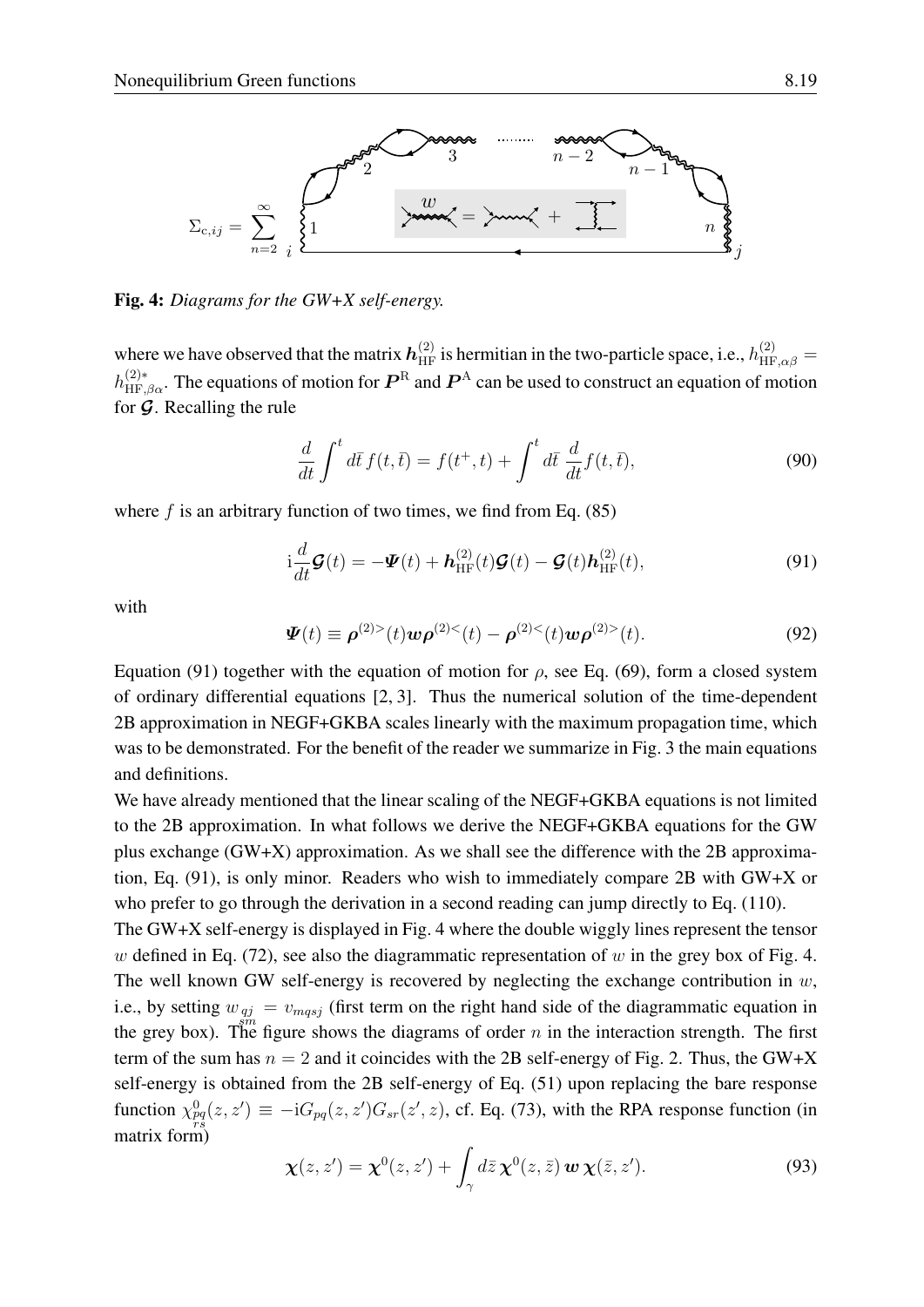$$\Sigma_{c,ij} = \sum_{n=2}^{\infty}$$

**Fig. 4:** *Diagrams for the GW+X self-energy.*

where we have observed that the matrix $\boldsymbol{h}^{(2)}_{\rm HF}$ is hermitian in the two-particle space, i.e., $h^{(2)}_{{\rm HF},\alpha\beta} = h^{(2)*}_{{\rm HF},\beta\alpha}$. The equations of motion for $\boldsymbol{P}^{\rm R}$ and $\boldsymbol{P}^{\rm A}$ can be used to construct an equation of motion for $\boldsymbol{\mathcal{G}}$. Recalling the rule

$$\frac{d}{dt}\int^{t} d\bar{t}\, f(t,\bar{t}) = f(t^{+},t) + \int^{t} d\bar{t}\, \frac{d}{dt} f(t,\bar{t}), \tag{90}$$

where $f$ is an arbitrary function of two times, we find from Eq. (85)

$$\mathrm{i}\frac{d}{dt}\boldsymbol{\mathcal{G}}(t) = -\boldsymbol{\Psi}(t) + \boldsymbol{h}^{(2)}_{\rm HF}(t)\boldsymbol{\mathcal{G}}(t) - \boldsymbol{\mathcal{G}}(t)\boldsymbol{h}^{(2)}_{\rm HF}(t), \tag{91}$$

with

$$\boldsymbol{\Psi}(t) \equiv \boldsymbol{\rho}^{(2)>}(t)\boldsymbol{w}\boldsymbol{\rho}^{(2)<}(t) - \boldsymbol{\rho}^{(2)<}(t)\boldsymbol{w}\boldsymbol{\rho}^{(2)>}(t). \tag{92}$$

Equation (91) together with the equation of motion for $\rho$, see Eq. (69), form a closed system of ordinary differential equations [2, 3]. Thus the numerical solution of the time-dependent 2B approximation in NEGF+GKBA scales linearly with the maximum propagation time, which was to be demonstrated. For the benefit of the reader we summarize in Fig. 3 the main equations and definitions.

We have already mentioned that the linear scaling of the NEGF+GKBA equations is not limited to the 2B approximation. In what follows we derive the NEGF+GKBA equations for the GW plus exchange (GW+X) approximation. As we shall see the difference with the 2B approximation, Eq. (91), is only minor. Readers who wish to immediately compare 2B with GW+X or who prefer to go through the derivation in a second reading can jump directly to Eq. (110).

The GW+X self-energy is displayed in Fig. 4 where the double wiggly lines represent the tensor $w$ defined in Eq. (72), see also the diagrammatic representation of $w$ in the grey box of Fig. 4. The well known GW self-energy is recovered by neglecting the exchange contribution in $w$, i.e., by setting $w_{\substack{qj\\sm}} = v_{mqsj}$ (first term on the right hand side of the diagrammatic equation in the grey box). The figure shows the diagrams of order $n$ in the interaction strength. The first term of the sum has $n = 2$ and it coincides with the 2B self-energy of Fig. 2. Thus, the GW+X self-energy is obtained from the 2B self-energy of Eq. (51) upon replacing the bare response function $\chi^{0}_{\substack{pq\\rs}}(z,z') \equiv -\mathrm{i}G_{pq}(z,z')G_{sr}(z',z)$, cf. Eq. (73), with the RPA response function (in matrix form)

$$\boldsymbol{\chi}(z,z') = \boldsymbol{\chi}^{0}(z,z') + \int_{\gamma} d\bar{z}\, \boldsymbol{\chi}^{0}(z,\bar{z})\, \boldsymbol{w}\, \boldsymbol{\chi}(\bar{z},z'). \tag{93}$$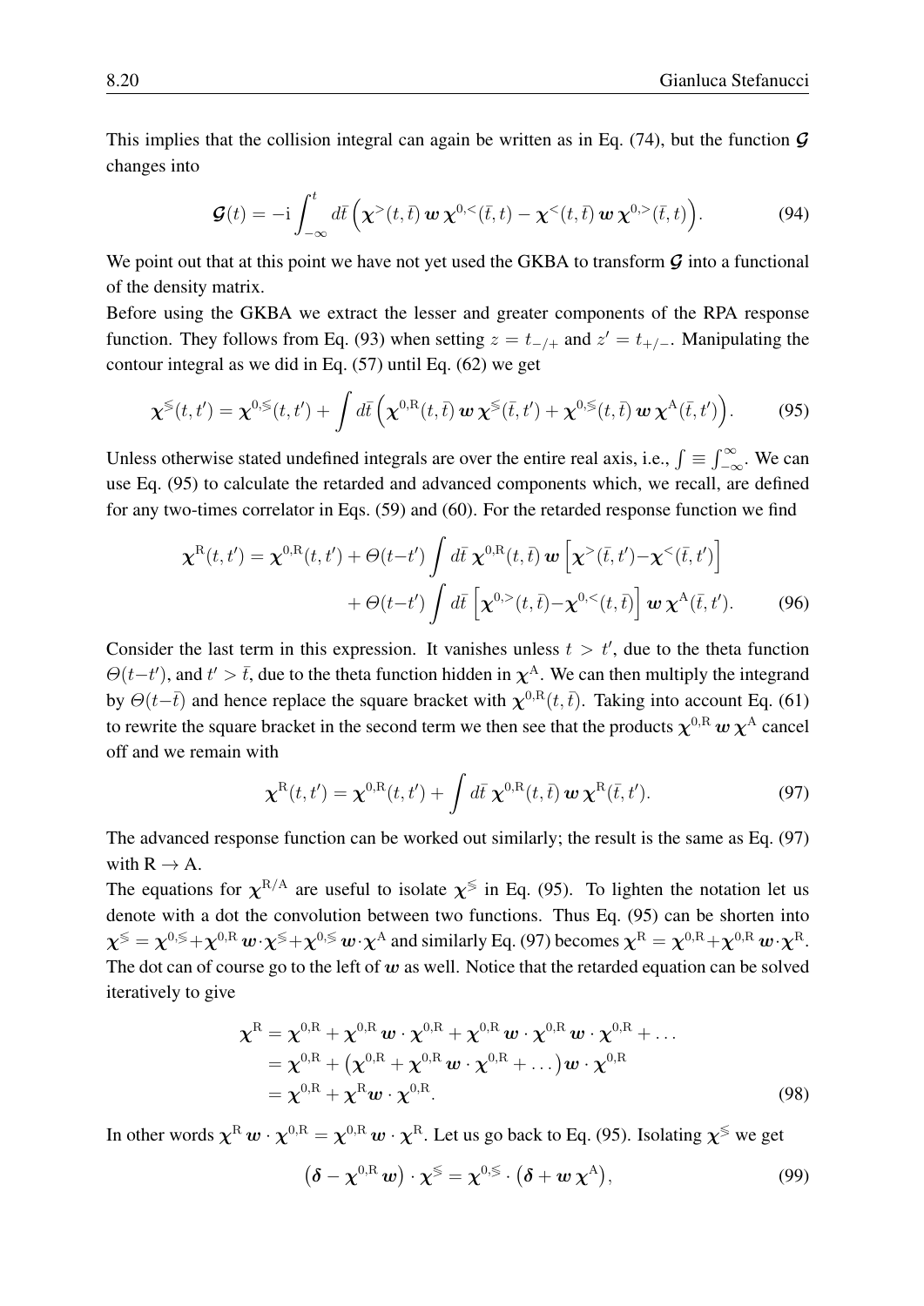This implies that the collision integral can again be written as in Eq. (74), but the function $\boldsymbol{\mathcal{G}}$ changes into

$$\boldsymbol{\mathcal{G}}(t) = -\mathrm{i}\int_{-\infty}^{t} d\bar{t}\,\Big(\boldsymbol{\chi}^{>}(t,\bar{t})\,\boldsymbol{w}\,\boldsymbol{\chi}^{0,<}(\bar{t},t) - \boldsymbol{\chi}^{<}(t,\bar{t})\,\boldsymbol{w}\,\boldsymbol{\chi}^{0,>}(\bar{t},t)\Big). \tag{94}$$

We point out that at this point we have not yet used the GKBA to transform $\boldsymbol{\mathcal{G}}$ into a functional of the density matrix.

Before using the GKBA we extract the lesser and greater components of the RPA response function. They follows from Eq. (93) when setting $z = t_{-/+}$ and $z' = t_{+/-}$. Manipulating the contour integral as we did in Eq. (57) until Eq. (62) we get

$$\boldsymbol{\chi}^{\lessgtr}(t,t') = \boldsymbol{\chi}^{0,\lessgtr}(t,t') + \int d\bar{t}\,\Big(\boldsymbol{\chi}^{0,\mathrm{R}}(t,\bar{t})\,\boldsymbol{w}\,\boldsymbol{\chi}^{\lessgtr}(\bar{t},t') + \boldsymbol{\chi}^{0,\lessgtr}(t,\bar{t})\,\boldsymbol{w}\,\boldsymbol{\chi}^{\mathrm{A}}(\bar{t},t')\Big). \tag{95}$$

Unless otherwise stated undefined integrals are over the entire real axis, i.e., $\int \equiv \int_{-\infty}^{\infty}$. We can use Eq. (95) to calculate the retarded and advanced components which, we recall, are defined for any two-times correlator in Eqs. (59) and (60). For the retarded response function we find

$$\begin{aligned}\boldsymbol{\chi}^{\mathrm{R}}(t,t') = \boldsymbol{\chi}^{0,\mathrm{R}}(t,t') &+ \Theta(t-t')\int d\bar{t}\,\boldsymbol{\chi}^{0,\mathrm{R}}(t,\bar{t})\,\boldsymbol{w}\Big[\boldsymbol{\chi}^{>}(\bar{t},t') - \boldsymbol{\chi}^{<}(\bar{t},t')\Big] \\ &+ \Theta(t-t')\int d\bar{t}\Big[\boldsymbol{\chi}^{0,>}(t,\bar{t}) - \boldsymbol{\chi}^{0,<}(t,\bar{t})\Big]\,\boldsymbol{w}\,\boldsymbol{\chi}^{\mathrm{A}}(\bar{t},t'). \end{aligned} \tag{96}$$

Consider the last term in this expression. It vanishes unless $t > t'$, due to the theta function $\Theta(t-t')$, and $t' > \bar{t}$, due to the theta function hidden in $\boldsymbol{\chi}^{\mathrm{A}}$. We can then multiply the integrand by $\Theta(t-\bar{t})$ and hence replace the square bracket with $\boldsymbol{\chi}^{0,\mathrm{R}}(t,\bar{t})$. Taking into account Eq. (61) to rewrite the square bracket in the second term we then see that the products $\boldsymbol{\chi}^{0,\mathrm{R}}\,\boldsymbol{w}\,\boldsymbol{\chi}^{\mathrm{A}}$ cancel off and we remain with

$$\boldsymbol{\chi}^{\mathrm{R}}(t,t') = \boldsymbol{\chi}^{0,\mathrm{R}}(t,t') + \int d\bar{t}\,\boldsymbol{\chi}^{0,\mathrm{R}}(t,\bar{t})\,\boldsymbol{w}\,\boldsymbol{\chi}^{\mathrm{R}}(\bar{t},t'). \tag{97}$$

The advanced response function can be worked out similarly; the result is the same as Eq. (97) with $\mathrm{R} \to \mathrm{A}$.

The equations for $\boldsymbol{\chi}^{\mathrm{R/A}}$ are useful to isolate $\boldsymbol{\chi}^{\lessgtr}$ in Eq. (95). To lighten the notation let us denote with a dot the convolution between two functions. Thus Eq. (95) can be shorten into $\boldsymbol{\chi}^{\lessgtr} = \boldsymbol{\chi}^{0,\lessgtr} + \boldsymbol{\chi}^{0,\mathrm{R}}\,\boldsymbol{w}\cdot\boldsymbol{\chi}^{\lessgtr} + \boldsymbol{\chi}^{0,\lessgtr}\,\boldsymbol{w}\cdot\boldsymbol{\chi}^{\mathrm{A}}$ and similarly Eq. (97) becomes $\boldsymbol{\chi}^{\mathrm{R}} = \boldsymbol{\chi}^{0,\mathrm{R}} + \boldsymbol{\chi}^{0,\mathrm{R}}\,\boldsymbol{w}\cdot\boldsymbol{\chi}^{\mathrm{R}}$. The dot can of course go to the left of $\boldsymbol{w}$ as well. Notice that the retarded equation can be solved iteratively to give

$$\begin{aligned}\boldsymbol{\chi}^{\mathrm{R}} &= \boldsymbol{\chi}^{0,\mathrm{R}} + \boldsymbol{\chi}^{0,\mathrm{R}}\,\boldsymbol{w}\cdot\boldsymbol{\chi}^{0,\mathrm{R}} + \boldsymbol{\chi}^{0,\mathrm{R}}\,\boldsymbol{w}\cdot\boldsymbol{\chi}^{0,\mathrm{R}}\,\boldsymbol{w}\cdot\boldsymbol{\chi}^{0,\mathrm{R}} + \ldots \\ &= \boldsymbol{\chi}^{0,\mathrm{R}} + \big(\boldsymbol{\chi}^{0,\mathrm{R}} + \boldsymbol{\chi}^{0,\mathrm{R}}\,\boldsymbol{w}\cdot\boldsymbol{\chi}^{0,\mathrm{R}} + \ldots\big)\boldsymbol{w}\cdot\boldsymbol{\chi}^{0,\mathrm{R}} \\ &= \boldsymbol{\chi}^{0,\mathrm{R}} + \boldsymbol{\chi}^{\mathrm{R}}\boldsymbol{w}\cdot\boldsymbol{\chi}^{0,\mathrm{R}}. \end{aligned} \tag{98}$$

In other words $\boldsymbol{\chi}^{\mathrm{R}}\,\boldsymbol{w}\cdot\boldsymbol{\chi}^{0,\mathrm{R}} = \boldsymbol{\chi}^{0,\mathrm{R}}\,\boldsymbol{w}\cdot\boldsymbol{\chi}^{\mathrm{R}}$. Let us go back to Eq. (95). Isolating $\boldsymbol{\chi}^{\lessgtr}$ we get

$$\big(\boldsymbol{\delta} - \boldsymbol{\chi}^{0,\mathrm{R}}\,\boldsymbol{w}\big)\cdot\boldsymbol{\chi}^{\lessgtr} = \boldsymbol{\chi}^{0,\lessgtr}\cdot\big(\boldsymbol{\delta} + \boldsymbol{w}\,\boldsymbol{\chi}^{\mathrm{A}}\big), \tag{99}$$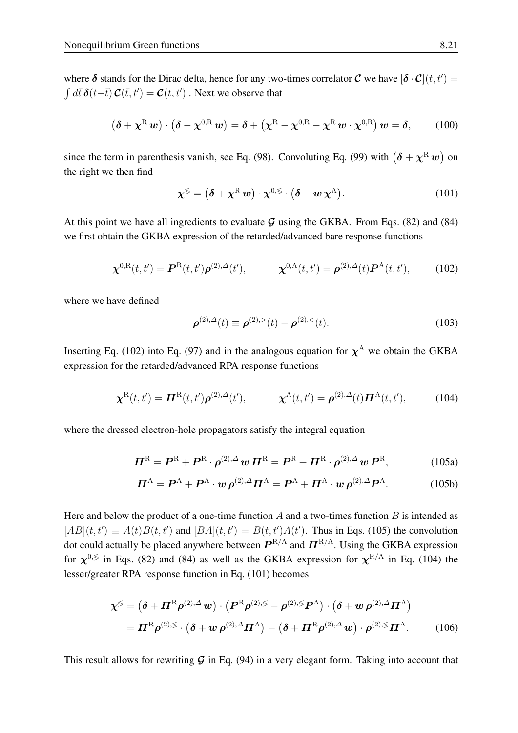where $\boldsymbol{\delta}$ stands for the Dirac delta, hence for any two-times correlator $\boldsymbol{\mathcal{C}}$ we have $[\boldsymbol{\delta}\cdot\boldsymbol{\mathcal{C}}](t,t') = \int d\bar{t}\,\boldsymbol{\delta}(t-\bar{t})\,\boldsymbol{\mathcal{C}}(\bar{t},t') = \boldsymbol{\mathcal{C}}(t,t')$ . Next we observe that

$$\big(\boldsymbol{\delta} + \boldsymbol{\chi}^{\rm R}\,\boldsymbol{w}\big)\cdot\big(\boldsymbol{\delta} - \boldsymbol{\chi}^{0,{\rm R}}\,\boldsymbol{w}\big) = \boldsymbol{\delta} + \big(\boldsymbol{\chi}^{\rm R} - \boldsymbol{\chi}^{0,{\rm R}} - \boldsymbol{\chi}^{\rm R}\,\boldsymbol{w}\cdot\boldsymbol{\chi}^{0,{\rm R}}\big)\,\boldsymbol{w} = \boldsymbol{\delta}, \tag{100}$$

since the term in parenthesis vanish, see Eq. (98). Convoluting Eq. (99) with $\big(\boldsymbol{\delta} + \boldsymbol{\chi}^{\rm R}\,\boldsymbol{w}\big)$ on the right we then find

$$\boldsymbol{\chi}^{\lessgtr} = \big(\boldsymbol{\delta} + \boldsymbol{\chi}^{\rm R}\,\boldsymbol{w}\big)\cdot\boldsymbol{\chi}^{0,\lessgtr}\cdot\big(\boldsymbol{\delta} + \boldsymbol{w}\,\boldsymbol{\chi}^{\rm A}\big). \tag{101}$$

At this point we have all ingredients to evaluate $\boldsymbol{\mathcal{G}}$ using the GKBA. From Eqs. (82) and (84) we first obtain the GKBA expression of the retarded/advanced bare response functions

$$\boldsymbol{\chi}^{0,{\rm R}}(t,t') = \boldsymbol{P}^{\rm R}(t,t')\boldsymbol{\rho}^{(2),\Delta}(t'), \qquad\qquad \boldsymbol{\chi}^{0,{\rm A}}(t,t') = \boldsymbol{\rho}^{(2),\Delta}(t)\boldsymbol{P}^{\rm A}(t,t'), \tag{102}$$

where we have defined

$$\boldsymbol{\rho}^{(2),\Delta}(t) \equiv \boldsymbol{\rho}^{(2),>}(t) - \boldsymbol{\rho}^{(2),<}(t). \tag{103}$$

Inserting Eq. (102) into Eq. (97) and in the analogous equation for $\boldsymbol{\chi}^{\rm A}$ we obtain the GKBA expression for the retarded/advanced RPA response functions

$$\boldsymbol{\chi}^{\rm R}(t,t') = \boldsymbol{\Pi}^{\rm R}(t,t')\boldsymbol{\rho}^{(2),\Delta}(t'), \qquad\qquad \boldsymbol{\chi}^{\rm A}(t,t') = \boldsymbol{\rho}^{(2),\Delta}(t)\boldsymbol{\Pi}^{\rm A}(t,t'), \tag{104}$$

where the dressed electron-hole propagators satisfy the integral equation

$$\boldsymbol{\Pi}^{\rm R} = \boldsymbol{P}^{\rm R} + \boldsymbol{P}^{\rm R}\cdot\boldsymbol{\rho}^{(2),\Delta}\,\boldsymbol{w}\,\boldsymbol{\Pi}^{\rm R} = \boldsymbol{P}^{\rm R} + \boldsymbol{\Pi}^{\rm R}\cdot\boldsymbol{\rho}^{(2),\Delta}\,\boldsymbol{w}\,\boldsymbol{P}^{\rm R}, \tag{105a}$$

$$\boldsymbol{\Pi}^{\rm A} = \boldsymbol{P}^{\rm A} + \boldsymbol{P}^{\rm A}\cdot\boldsymbol{w}\,\boldsymbol{\rho}^{(2),\Delta}\boldsymbol{\Pi}^{\rm A} = \boldsymbol{P}^{\rm A} + \boldsymbol{\Pi}^{\rm A}\cdot\boldsymbol{w}\,\boldsymbol{\rho}^{(2),\Delta}\boldsymbol{P}^{\rm A}. \tag{105b}$$

Here and below the product of a one-time function $A$ and a two-times function $B$ is intended as $[AB](t,t') \equiv A(t)B(t,t')$ and $[BA](t,t') = B(t,t')A(t')$. Thus in Eqs. (105) the convolution dot could actually be placed anywhere between $\boldsymbol{P}^{\rm R/A}$ and $\boldsymbol{\Pi}^{\rm R/A}$. Using the GKBA expression for $\boldsymbol{\chi}^{0,\lessgtr}$ in Eqs. (82) and (84) as well as the GKBA expression for $\boldsymbol{\chi}^{\rm R/A}$ in Eq. (104) the lesser/greater RPA response function in Eq. (101) becomes

$$\begin{aligned}
\boldsymbol{\chi}^{\lessgtr} &= \big(\boldsymbol{\delta} + \boldsymbol{\Pi}^{\rm R}\boldsymbol{\rho}^{(2),\Delta}\,\boldsymbol{w}\big)\cdot\big(\boldsymbol{P}^{\rm R}\boldsymbol{\rho}^{(2),\lessgtr} - \boldsymbol{\rho}^{(2),\lessgtr}\boldsymbol{P}^{\rm A}\big)\cdot\big(\boldsymbol{\delta} + \boldsymbol{w}\,\boldsymbol{\rho}^{(2),\Delta}\boldsymbol{\Pi}^{\rm A}\big) \\
&= \boldsymbol{\Pi}^{\rm R}\boldsymbol{\rho}^{(2),\lessgtr}\cdot\big(\boldsymbol{\delta} + \boldsymbol{w}\,\boldsymbol{\rho}^{(2),\Delta}\boldsymbol{\Pi}^{\rm A}\big) - \big(\boldsymbol{\delta} + \boldsymbol{\Pi}^{\rm R}\boldsymbol{\rho}^{(2),\Delta}\,\boldsymbol{w}\big)\cdot\boldsymbol{\rho}^{(2),\lessgtr}\boldsymbol{\Pi}^{\rm A}.
\end{aligned} \tag{106}$$

This result allows for rewriting $\boldsymbol{\mathcal{G}}$ in Eq. (94) in a very elegant form. Taking into account that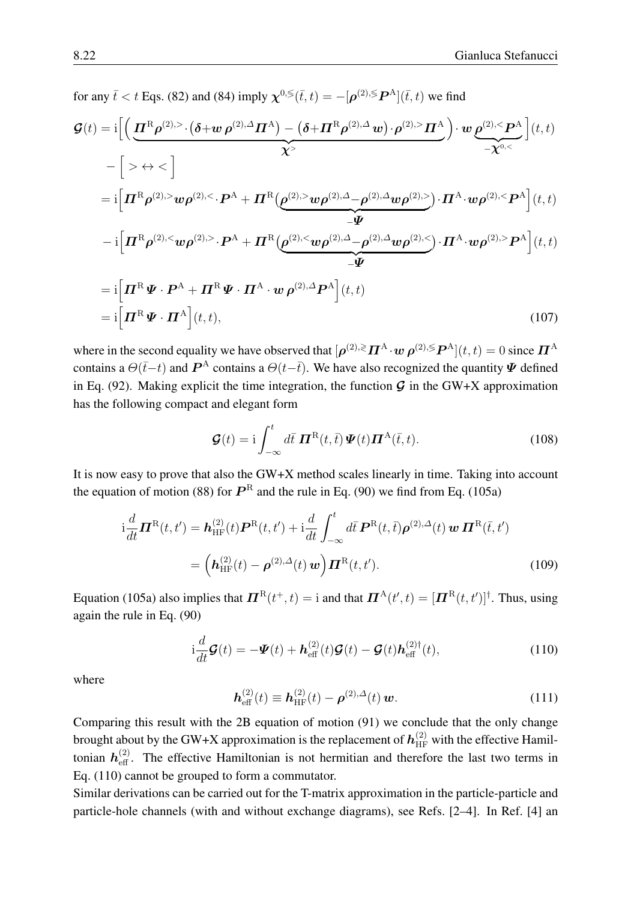for any $\bar{t} < t$ Eqs. (82) and (84) imply $\boldsymbol{\chi}^{0,\lessgtr}(\bar{t},t) = -[\boldsymbol{\rho}^{(2),\lessgtr}\boldsymbol{P}^{\rm A}](\bar{t},t)$ we find

$$
\begin{aligned}
\boldsymbol{\mathcal{G}}(t) &= {\rm i}\Big[\Big(\underbrace{\boldsymbol{\Pi}^{\rm R}\boldsymbol{\rho}^{(2),>}\cdot\big(\boldsymbol{\delta}+\boldsymbol{w}\,\boldsymbol{\rho}^{(2),\Delta}\boldsymbol{\Pi}^{\rm A}\big) - \big(\boldsymbol{\delta}+\boldsymbol{\Pi}^{\rm R}\boldsymbol{\rho}^{(2),\Delta}\,\boldsymbol{w}\big)\cdot\boldsymbol{\rho}^{(2),>}\boldsymbol{\Pi}^{\rm A}}_{\boldsymbol{\chi}^{>}}\Big)\cdot\boldsymbol{w}\,\underbrace{\boldsymbol{\rho}^{(2),<}\boldsymbol{P}^{\rm A}}_{-\boldsymbol{\chi}^{0,<}}\Big](t,t) \\
&\quad - \Big[\,>\leftrightarrow<\,\Big] \\
&= {\rm i}\Big[\boldsymbol{\Pi}^{\rm R}\boldsymbol{\rho}^{(2),>}\boldsymbol{w}\boldsymbol{\rho}^{(2),<}\cdot\boldsymbol{P}^{\rm A} + \boldsymbol{\Pi}^{\rm R}\big(\underbrace{\boldsymbol{\rho}^{(2),>}\boldsymbol{w}\boldsymbol{\rho}^{(2),\Delta}-\boldsymbol{\rho}^{(2),\Delta}\boldsymbol{w}\boldsymbol{\rho}^{(2),>}}_{-\boldsymbol{\Psi}}\big)\cdot\boldsymbol{\Pi}^{\rm A}\cdot\boldsymbol{w}\boldsymbol{\rho}^{(2),<}\boldsymbol{P}^{\rm A}\Big](t,t) \\
&\quad - {\rm i}\Big[\boldsymbol{\Pi}^{\rm R}\boldsymbol{\rho}^{(2),<}\boldsymbol{w}\boldsymbol{\rho}^{(2),>}\cdot\boldsymbol{P}^{\rm A} + \boldsymbol{\Pi}^{\rm R}\big(\underbrace{\boldsymbol{\rho}^{(2),<}\boldsymbol{w}\boldsymbol{\rho}^{(2),\Delta}-\boldsymbol{\rho}^{(2),\Delta}\boldsymbol{w}\boldsymbol{\rho}^{(2),<}}_{-\boldsymbol{\Psi}}\big)\cdot\boldsymbol{\Pi}^{\rm A}\cdot\boldsymbol{w}\boldsymbol{\rho}^{(2),>}\boldsymbol{P}^{\rm A}\Big](t,t) \\
&= {\rm i}\Big[\boldsymbol{\Pi}^{\rm R}\,\boldsymbol{\Psi}\cdot\boldsymbol{P}^{\rm A} + \boldsymbol{\Pi}^{\rm R}\,\boldsymbol{\Psi}\cdot\boldsymbol{\Pi}^{\rm A}\cdot\boldsymbol{w}\,\boldsymbol{\rho}^{(2),\Delta}\boldsymbol{P}^{\rm A}\Big](t,t) \\
&= {\rm i}\Big[\boldsymbol{\Pi}^{\rm R}\,\boldsymbol{\Psi}\cdot\boldsymbol{\Pi}^{\rm A}\Big](t,t),
\end{aligned}
\tag{107}
$$

where in the second equality we have observed that $[\boldsymbol{\rho}^{(2),\gtrless}\boldsymbol{\Pi}^{\rm A}\cdot\boldsymbol{w}\,\boldsymbol{\rho}^{(2),\lessgtr}\boldsymbol{P}^{\rm A}](t,t) = 0$ since $\boldsymbol{\Pi}^{\rm A}$ contains a $\Theta(\bar{t}-t)$ and $\boldsymbol{P}^{\rm A}$ contains a $\Theta(t-\bar{t})$. We have also recognized the quantity $\boldsymbol{\Psi}$ defined in Eq. (92). Making explicit the time integration, the function $\boldsymbol{\mathcal{G}}$ in the GW+X approximation has the following compact and elegant form

$$
\boldsymbol{\mathcal{G}}(t) = {\rm i}\int_{-\infty}^{t} d\bar{t}\;\boldsymbol{\Pi}^{\rm R}(t,\bar{t})\,\boldsymbol{\Psi}(t)\boldsymbol{\Pi}^{\rm A}(\bar{t},t). \tag{108}
$$

It is now easy to prove that also the GW+X method scales linearly in time. Taking into account the equation of motion (88) for $\boldsymbol{P}^{\rm R}$ and the rule in Eq. (90) we find from Eq. (105a)

$$
\begin{aligned}
{\rm i}\frac{d}{dt}\boldsymbol{\Pi}^{\rm R}(t,t') &= \boldsymbol{h}^{(2)}_{\rm HF}(t)\boldsymbol{P}^{\rm R}(t,t') + {\rm i}\frac{d}{dt}\int_{-\infty}^{t} d\bar{t}\;\boldsymbol{P}^{\rm R}(t,\bar{t})\boldsymbol{\rho}^{(2),\Delta}(t)\,\boldsymbol{w}\,\boldsymbol{\Pi}^{\rm R}(\bar{t},t') \\
&= \Big(\boldsymbol{h}^{(2)}_{\rm HF}(t) - \boldsymbol{\rho}^{(2),\Delta}(t)\,\boldsymbol{w}\Big)\boldsymbol{\Pi}^{\rm R}(t,t').
\end{aligned}
\tag{109}
$$

Equation (105a) also implies that $\boldsymbol{\Pi}^{\rm R}(t^{+},t) = {\rm i}$ and that $\boldsymbol{\Pi}^{\rm A}(t',t) = [\boldsymbol{\Pi}^{\rm R}(t,t')]^{\dagger}$. Thus, using again the rule in Eq. (90)

$$
{\rm i}\frac{d}{dt}\boldsymbol{\mathcal{G}}(t) = -\boldsymbol{\Psi}(t) + \boldsymbol{h}^{(2)}_{\rm eff}(t)\boldsymbol{\mathcal{G}}(t) - \boldsymbol{\mathcal{G}}(t)\boldsymbol{h}^{(2)\dagger}_{\rm eff}(t), \tag{110}
$$

where

$$
\boldsymbol{h}^{(2)}_{\rm eff}(t) \equiv \boldsymbol{h}^{(2)}_{\rm HF}(t) - \boldsymbol{\rho}^{(2),\Delta}(t)\,\boldsymbol{w}. \tag{111}
$$

Comparing this result with the 2B equation of motion (91) we conclude that the only change brought about by the GW+X approximation is the replacement of $\boldsymbol{h}^{(2)}_{\rm HF}$ with the effective Hamiltonian $\boldsymbol{h}^{(2)}_{\rm eff}$. The effective Hamiltonian is not hermitian and therefore the last two terms in Eq. (110) cannot be grouped to form a commutator.

Similar derivations can be carried out for the T-matrix approximation in the particle-particle and particle-hole channels (with and without exchange diagrams), see Refs. [2–4]. In Ref. [4] an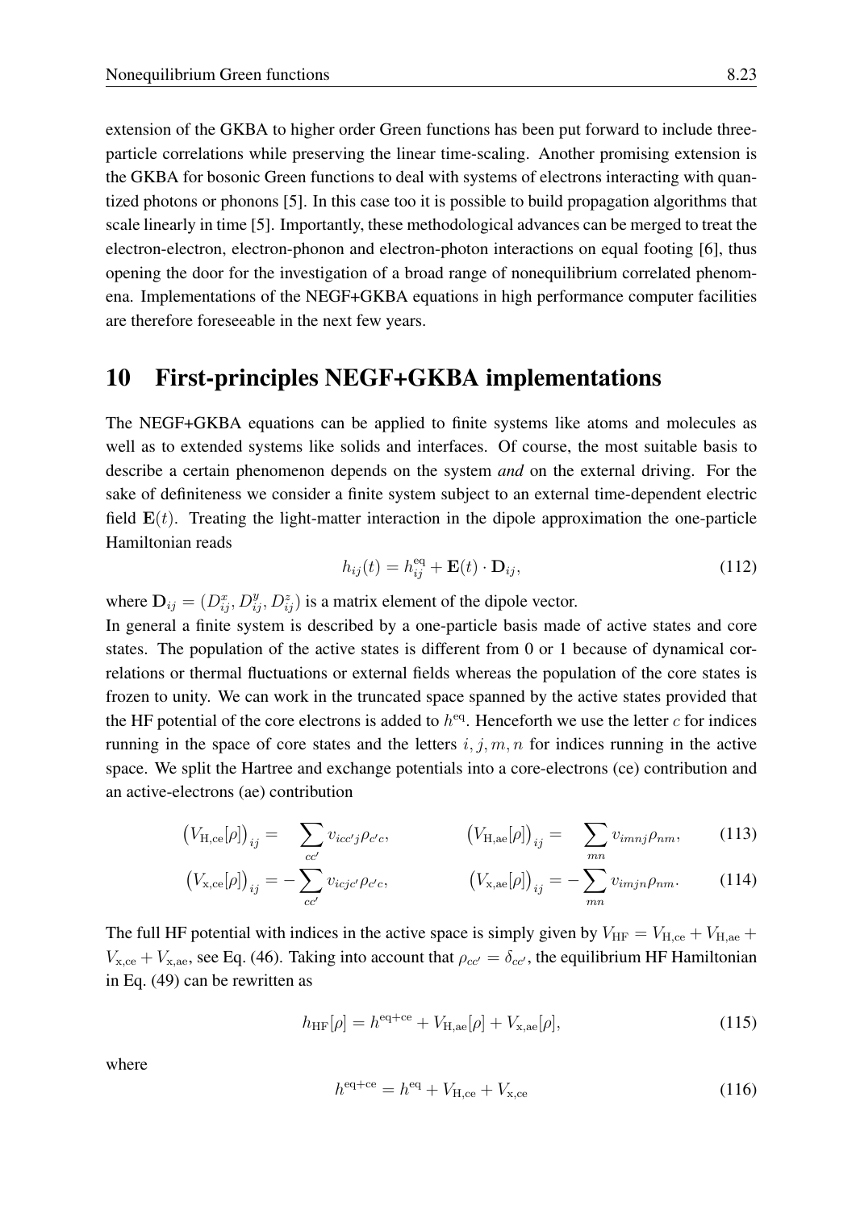extension of the GKBA to higher order Green functions has been put forward to include three-particle correlations while preserving the linear time-scaling. Another promising extension is the GKBA for bosonic Green functions to deal with systems of electrons interacting with quantized photons or phonons [5]. In this case too it is possible to build propagation algorithms that scale linearly in time [5]. Importantly, these methodological advances can be merged to treat the electron-electron, electron-phonon and electron-photon interactions on equal footing [6], thus opening the door for the investigation of a broad range of nonequilibrium correlated phenomena. Implementations of the NEGF+GKBA equations in high performance computer facilities are therefore foreseeable in the next few years.

# 10 First-principles NEGF+GKBA implementations

The NEGF+GKBA equations can be applied to finite systems like atoms and molecules as well as to extended systems like solids and interfaces. Of course, the most suitable basis to describe a certain phenomenon depends on the system *and* on the external driving. For the sake of definiteness we consider a finite system subject to an external time-dependent electric field $\mathbf{E}(t)$. Treating the light-matter interaction in the dipole approximation the one-particle Hamiltonian reads

$$h_{ij}(t) = h_{ij}^{\text{eq}} + \mathbf{E}(t) \cdot \mathbf{D}_{ij}, \tag{112}$$

where $\mathbf{D}_{ij} = (D_{ij}^x, D_{ij}^y, D_{ij}^z)$ is a matrix element of the dipole vector.

In general a finite system is described by a one-particle basis made of active states and core states. The population of the active states is different from 0 or 1 because of dynamical correlations or thermal fluctuations or external fields whereas the population of the core states is frozen to unity. We can work in the truncated space spanned by the active states provided that the HF potential of the core electrons is added to $h^{\text{eq}}$. Henceforth we use the letter $c$ for indices running in the space of core states and the letters $i, j, m, n$ for indices running in the active space. We split the Hartree and exchange potentials into a core-electrons (ce) contribution and an active-electrons (ae) contribution

$$\big(V_{\text{H,ce}}[\rho]\big)_{ij} = \sum_{cc'} v_{icc'j}\rho_{c'c}, \qquad \big(V_{\text{H,ae}}[\rho]\big)_{ij} = \sum_{mn} v_{imnj}\rho_{nm}, \tag{113}$$

$$\big(V_{\text{x,ce}}[\rho]\big)_{ij} = -\sum_{cc'} v_{icjc'}\rho_{c'c}, \qquad \big(V_{\text{x,ae}}[\rho]\big)_{ij} = -\sum_{mn} v_{imjn}\rho_{nm}. \tag{114}$$

The full HF potential with indices in the active space is simply given by $V_{\text{HF}} = V_{\text{H,ce}} + V_{\text{H,ae}} + V_{\text{x,ce}} + V_{\text{x,ae}}$, see Eq. (46). Taking into account that $\rho_{cc'} = \delta_{cc'}$, the equilibrium HF Hamiltonian in Eq. (49) can be rewritten as

$$h_{\text{HF}}[\rho] = h^{\text{eq+ce}} + V_{\text{H,ae}}[\rho] + V_{\text{x,ae}}[\rho], \tag{115}$$

where

$$h^{\text{eq+ce}} = h^{\text{eq}} + V_{\text{H,ce}} + V_{\text{x,ce}} \tag{116}$$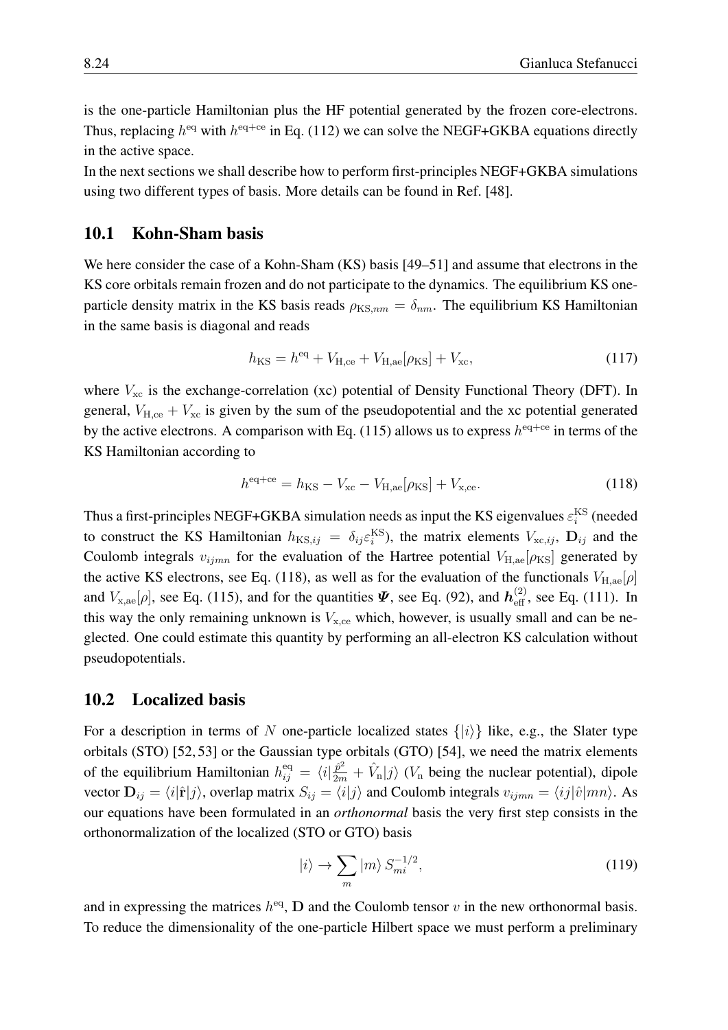is the one-particle Hamiltonian plus the HF potential generated by the frozen core-electrons. Thus, replacing $h^{\rm eq}$ with $h^{\rm eq+ce}$ in Eq. (112) we can solve the NEGF+GKBA equations directly in the active space.

In the next sections we shall describe how to perform first-principles NEGF+GKBA simulations using two different types of basis. More details can be found in Ref. [48].

## 10.1 Kohn-Sham basis

We here consider the case of a Kohn-Sham (KS) basis [49–51] and assume that electrons in the KS core orbitals remain frozen and do not participate to the dynamics. The equilibrium KS one-particle density matrix in the KS basis reads $\rho_{{\rm KS},nm} = \delta_{nm}$. The equilibrium KS Hamiltonian in the same basis is diagonal and reads

$$h_{\rm KS} = h^{\rm eq} + V_{\rm H,ce} + V_{\rm H,ae}[\rho_{\rm KS}] + V_{\rm xc}, \tag{117}$$

where $V_{\rm xc}$ is the exchange-correlation (xc) potential of Density Functional Theory (DFT). In general, $V_{\rm H,ce} + V_{\rm xc}$ is given by the sum of the pseudopotential and the xc potential generated by the active electrons. A comparison with Eq. (115) allows us to express $h^{\rm eq+ce}$ in terms of the KS Hamiltonian according to

$$h^{\rm eq+ce} = h_{\rm KS} - V_{\rm xc} - V_{\rm H,ae}[\rho_{\rm KS}] + V_{\rm x,ce}. \tag{118}$$

Thus a first-principles NEGF+GKBA simulation needs as input the KS eigenvalues $\varepsilon_i^{\rm KS}$ (needed to construct the KS Hamiltonian $h_{{\rm KS},ij} = \delta_{ij}\varepsilon_i^{\rm KS}$), the matrix elements $V_{{\rm xc},ij}$, $\mathbf{D}_{ij}$ and the Coulomb integrals $v_{ijmn}$ for the evaluation of the Hartree potential $V_{\rm H,ae}[\rho_{\rm KS}]$ generated by the active KS electrons, see Eq. (118), as well as for the evaluation of the functionals $V_{\rm H,ae}[\rho]$ and $V_{\rm x,ae}[\rho]$, see Eq. (115), and for the quantities $\boldsymbol{\Psi}$, see Eq. (92), and $\boldsymbol{h}^{(2)}_{\rm eff}$, see Eq. (111). In this way the only remaining unknown is $V_{\rm x,ce}$ which, however, is usually small and can be neglected. One could estimate this quantity by performing an all-electron KS calculation without pseudopotentials.

## 10.2 Localized basis

For a description in terms of $N$ one-particle localized states $\{|i\rangle\}$ like, e.g., the Slater type orbitals (STO) [52, 53] or the Gaussian type orbitals (GTO) [54], we need the matrix elements of the equilibrium Hamiltonian $h^{\rm eq}_{ij} = \langle i|\frac{\hat{p}^2}{2m} + \hat{V}_{\rm n}|j\rangle$ ($V_{\rm n}$ being the nuclear potential), dipole vector $\mathbf{D}_{ij} = \langle i|\hat{\mathbf{r}}|j\rangle$, overlap matrix $S_{ij} = \langle i|j\rangle$ and Coulomb integrals $v_{ijmn} = \langle ij|\hat{v}|mn\rangle$. As our equations have been formulated in an *orthonormal* basis the very first step consists in the orthonormalization of the localized (STO or GTO) basis

$$|i\rangle \to \sum_m |m\rangle\, S^{-1/2}_{mi}, \tag{119}$$

and in expressing the matrices $h^{\rm eq}$, $\mathbf{D}$ and the Coulomb tensor $v$ in the new orthonormal basis. To reduce the dimensionality of the one-particle Hilbert space we must perform a preliminary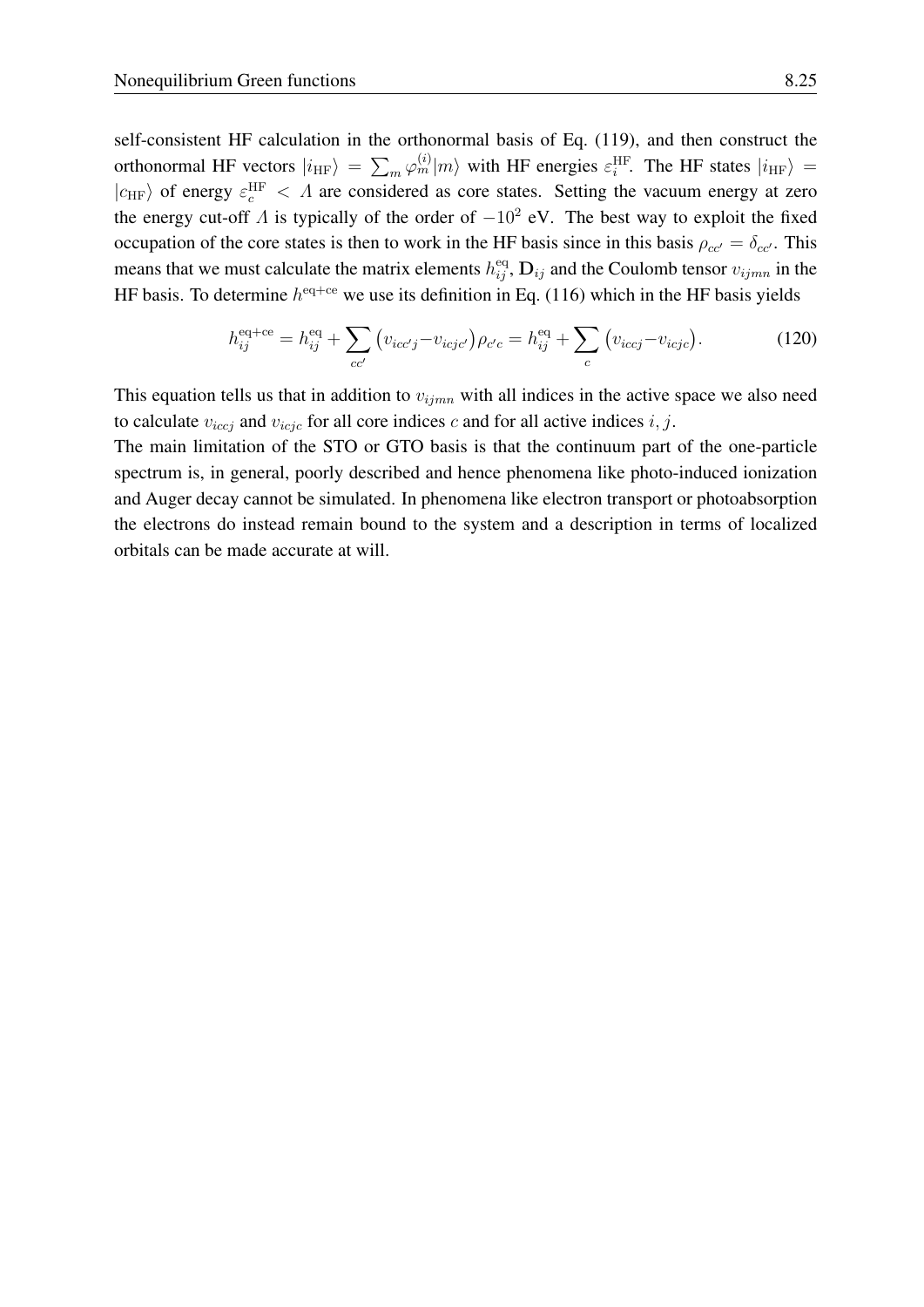self-consistent HF calculation in the orthonormal basis of Eq. (119), and then construct the orthonormal HF vectors $|i_{\rm HF}\rangle = \sum_m \varphi_m^{(i)}|m\rangle$ with HF energies $\varepsilon_i^{\rm HF}$. The HF states $|i_{\rm HF}\rangle = |c_{\rm HF}\rangle$ of energy $\varepsilon_c^{\rm HF} < \Lambda$ are considered as core states. Setting the vacuum energy at zero the energy cut-off $\Lambda$ is typically of the order of $-10^2$ eV. The best way to exploit the fixed occupation of the core states is then to work in the HF basis since in this basis $\rho_{cc'} = \delta_{cc'}$. This means that we must calculate the matrix elements $h_{ij}^{\rm eq}$, $\mathbf{D}_{ij}$ and the Coulomb tensor $v_{ijmn}$ in the HF basis. To determine $h^{\rm eq+ce}$ we use its definition in Eq. (116) which in the HF basis yields

$$h_{ij}^{\rm eq+ce} = h_{ij}^{\rm eq} + \sum_{cc'} \big(v_{icc'j} - v_{icjc'}\big)\rho_{c'c} = h_{ij}^{\rm eq} + \sum_{c} \big(v_{iccj} - v_{icjc}\big). \tag{120}$$

This equation tells us that in addition to $v_{ijmn}$ with all indices in the active space we also need to calculate $v_{iccj}$ and $v_{icjc}$ for all core indices $c$ and for all active indices $i, j$.

The main limitation of the STO or GTO basis is that the continuum part of the one-particle spectrum is, in general, poorly described and hence phenomena like photo-induced ionization and Auger decay cannot be simulated. In phenomena like electron transport or photoabsorption the electrons do instead remain bound to the system and a description in terms of localized orbitals can be made accurate at will.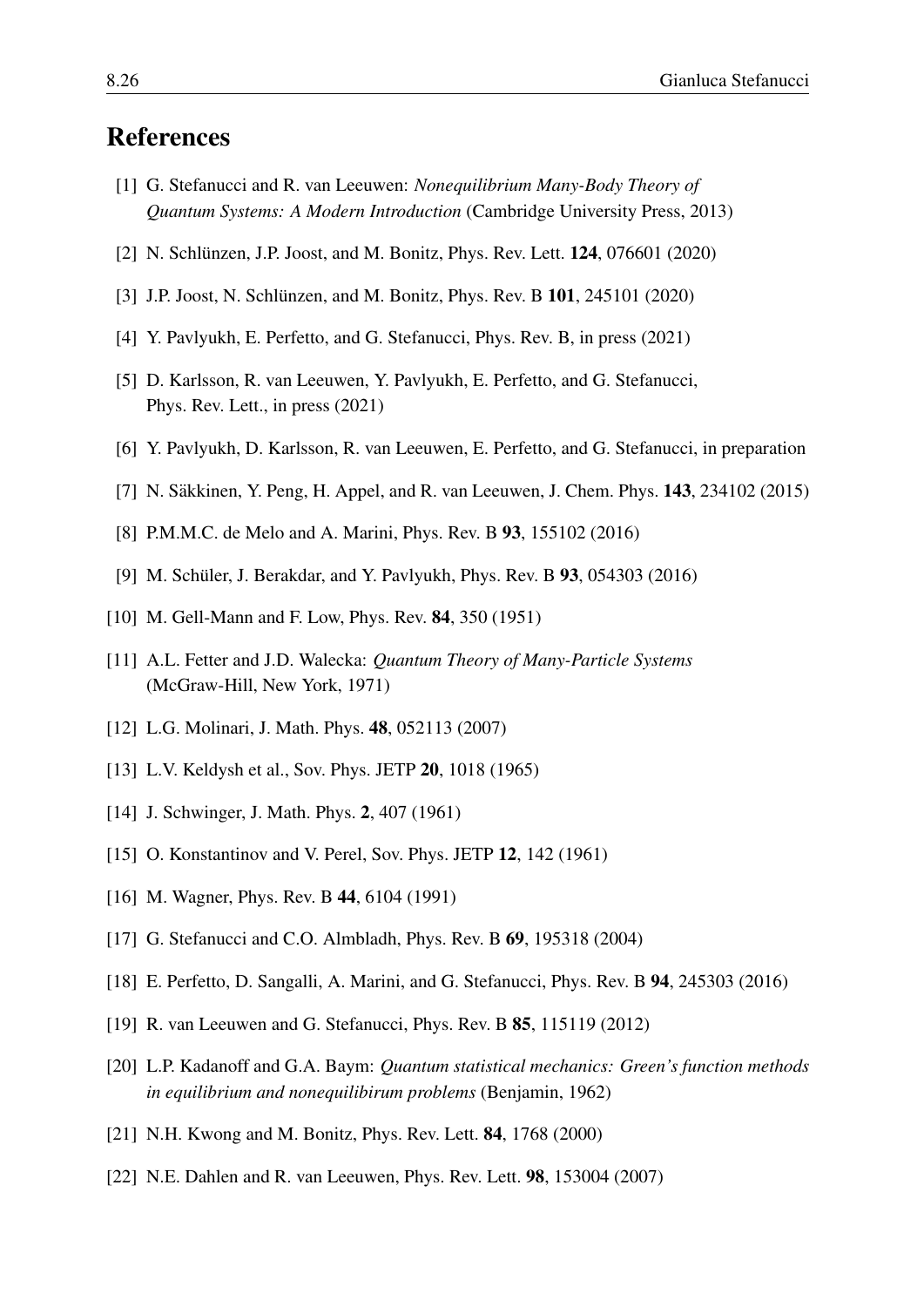## References

[1] G. Stefanucci and R. van Leeuwen: *Nonequilibrium Many-Body Theory of Quantum Systems: A Modern Introduction* (Cambridge University Press, 2013)

[2] N. Schlünzen, J.P. Joost, and M. Bonitz, Phys. Rev. Lett. **124**, 076601 (2020)

[3] J.P. Joost, N. Schlünzen, and M. Bonitz, Phys. Rev. B **101**, 245101 (2020)

[4] Y. Pavlyukh, E. Perfetto, and G. Stefanucci, Phys. Rev. B, in press (2021)

[5] D. Karlsson, R. van Leeuwen, Y. Pavlyukh, E. Perfetto, and G. Stefanucci, Phys. Rev. Lett., in press (2021)

[6] Y. Pavlyukh, D. Karlsson, R. van Leeuwen, E. Perfetto, and G. Stefanucci, in preparation

[7] N. Säkkinen, Y. Peng, H. Appel, and R. van Leeuwen, J. Chem. Phys. **143**, 234102 (2015)

[8] P.M.M.C. de Melo and A. Marini, Phys. Rev. B **93**, 155102 (2016)

[9] M. Schüler, J. Berakdar, and Y. Pavlyukh, Phys. Rev. B **93**, 054303 (2016)

[10] M. Gell-Mann and F. Low, Phys. Rev. **84**, 350 (1951)

[11] A.L. Fetter and J.D. Walecka: *Quantum Theory of Many-Particle Systems* (McGraw-Hill, New York, 1971)

[12] L.G. Molinari, J. Math. Phys. **48**, 052113 (2007)

[13] L.V. Keldysh et al., Sov. Phys. JETP **20**, 1018 (1965)

[14] J. Schwinger, J. Math. Phys. **2**, 407 (1961)

[15] O. Konstantinov and V. Perel, Sov. Phys. JETP **12**, 142 (1961)

[16] M. Wagner, Phys. Rev. B **44**, 6104 (1991)

[17] G. Stefanucci and C.O. Almbladh, Phys. Rev. B **69**, 195318 (2004)

[18] E. Perfetto, D. Sangalli, A. Marini, and G. Stefanucci, Phys. Rev. B **94**, 245303 (2016)

[19] R. van Leeuwen and G. Stefanucci, Phys. Rev. B **85**, 115119 (2012)

[20] L.P. Kadanoff and G.A. Baym: *Quantum statistical mechanics: Green's function methods in equilibrium and nonequilibirum problems* (Benjamin, 1962)

[21] N.H. Kwong and M. Bonitz, Phys. Rev. Lett. **84**, 1768 (2000)

[22] N.E. Dahlen and R. van Leeuwen, Phys. Rev. Lett. **98**, 153004 (2007)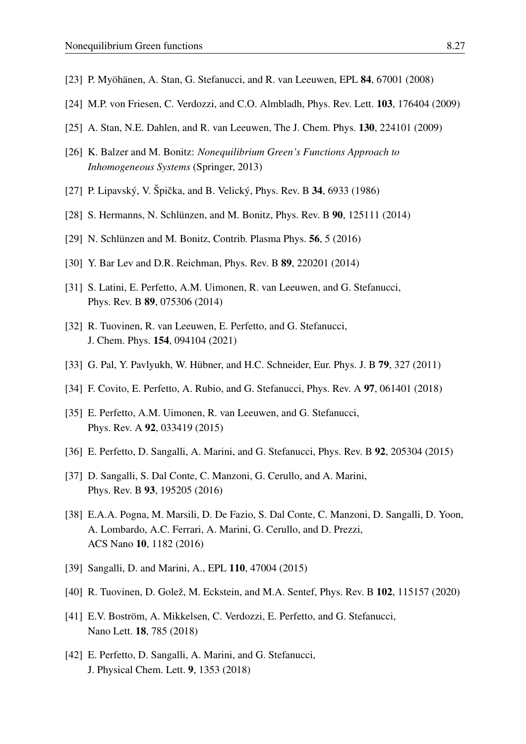[23] P. Myöhänen, A. Stan, G. Stefanucci, and R. van Leeuwen, EPL **84**, 67001 (2008)

[24] M.P. von Friesen, C. Verdozzi, and C.O. Almbladh, Phys. Rev. Lett. **103**, 176404 (2009)

[25] A. Stan, N.E. Dahlen, and R. van Leeuwen, The J. Chem. Phys. **130**, 224101 (2009)

[26] K. Balzer and M. Bonitz: *Nonequilibrium Green's Functions Approach to Inhomogeneous Systems* (Springer, 2013)

[27] P. Lipavský, V. Špička, and B. Velický, Phys. Rev. B **34**, 6933 (1986)

[28] S. Hermanns, N. Schlünzen, and M. Bonitz, Phys. Rev. B **90**, 125111 (2014)

[29] N. Schlünzen and M. Bonitz, Contrib. Plasma Phys. **56**, 5 (2016)

[30] Y. Bar Lev and D.R. Reichman, Phys. Rev. B **89**, 220201 (2014)

[31] S. Latini, E. Perfetto, A.M. Uimonen, R. van Leeuwen, and G. Stefanucci, Phys. Rev. B **89**, 075306 (2014)

[32] R. Tuovinen, R. van Leeuwen, E. Perfetto, and G. Stefanucci, J. Chem. Phys. **154**, 094104 (2021)

[33] G. Pal, Y. Pavlyukh, W. Hübner, and H.C. Schneider, Eur. Phys. J. B **79**, 327 (2011)

[34] F. Covito, E. Perfetto, A. Rubio, and G. Stefanucci, Phys. Rev. A **97**, 061401 (2018)

[35] E. Perfetto, A.M. Uimonen, R. van Leeuwen, and G. Stefanucci, Phys. Rev. A **92**, 033419 (2015)

[36] E. Perfetto, D. Sangalli, A. Marini, and G. Stefanucci, Phys. Rev. B **92**, 205304 (2015)

[37] D. Sangalli, S. Dal Conte, C. Manzoni, G. Cerullo, and A. Marini, Phys. Rev. B **93**, 195205 (2016)

[38] E.A.A. Pogna, M. Marsili, D. De Fazio, S. Dal Conte, C. Manzoni, D. Sangalli, D. Yoon, A. Lombardo, A.C. Ferrari, A. Marini, G. Cerullo, and D. Prezzi, ACS Nano **10**, 1182 (2016)

[39] Sangalli, D. and Marini, A., EPL **110**, 47004 (2015)

[40] R. Tuovinen, D. Golež, M. Eckstein, and M.A. Sentef, Phys. Rev. B **102**, 115157 (2020)

[41] E.V. Boström, A. Mikkelsen, C. Verdozzi, E. Perfetto, and G. Stefanucci, Nano Lett. **18**, 785 (2018)

[42] E. Perfetto, D. Sangalli, A. Marini, and G. Stefanucci, J. Physical Chem. Lett. **9**, 1353 (2018)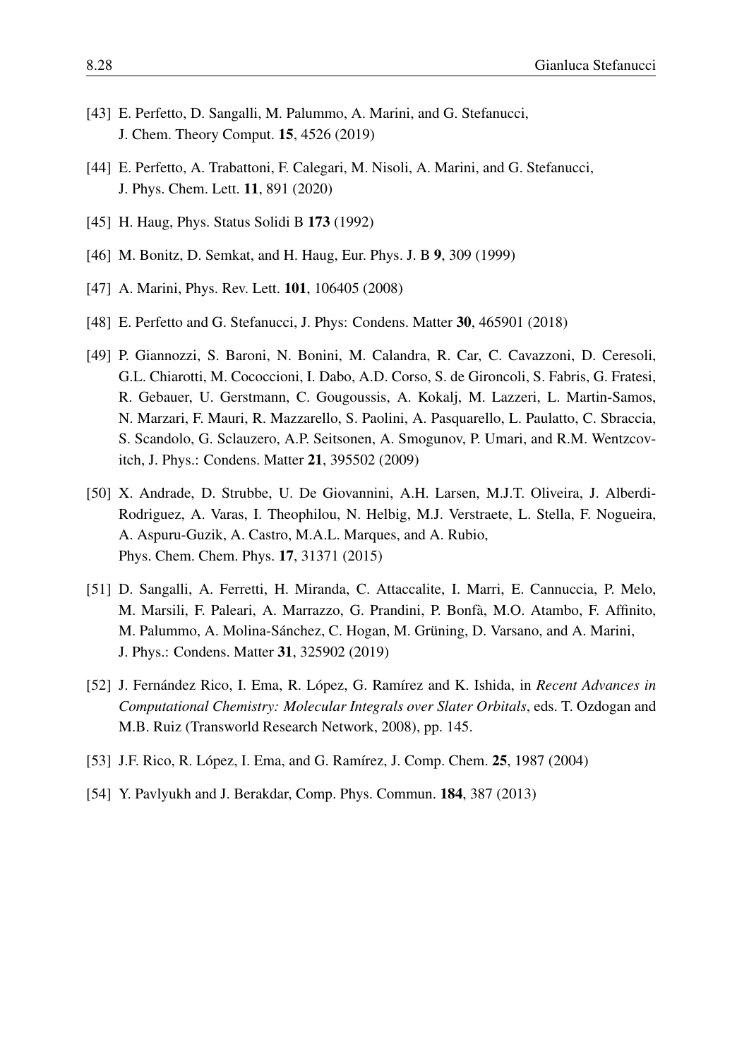[43] E. Perfetto, D. Sangalli, M. Palummo, A. Marini, and G. Stefanucci, J. Chem. Theory Comput. **15**, 4526 (2019)

[44] E. Perfetto, A. Trabattoni, F. Calegari, M. Nisoli, A. Marini, and G. Stefanucci, J. Phys. Chem. Lett. **11**, 891 (2020)

[45] H. Haug, Phys. Status Solidi B **173** (1992)

[46] M. Bonitz, D. Semkat, and H. Haug, Eur. Phys. J. B **9**, 309 (1999)

[47] A. Marini, Phys. Rev. Lett. **101**, 106405 (2008)

[48] E. Perfetto and G. Stefanucci, J. Phys: Condens. Matter **30**, 465901 (2018)

[49] P. Giannozzi, S. Baroni, N. Bonini, M. Calandra, R. Car, C. Cavazzoni, D. Ceresoli, G.L. Chiarotti, M. Cococcioni, I. Dabo, A.D. Corso, S. de Gironcoli, S. Fabris, G. Fratesi, R. Gebauer, U. Gerstmann, C. Gougoussis, A. Kokalj, M. Lazzeri, L. Martin-Samos, N. Marzari, F. Mauri, R. Mazzarello, S. Paolini, A. Pasquarello, L. Paulatto, C. Sbraccia, S. Scandolo, G. Sclauzero, A.P. Seitsonen, A. Smogunov, P. Umari, and R.M. Wentzcovitch, J. Phys.: Condens. Matter **21**, 395502 (2009)

[50] X. Andrade, D. Strubbe, U. De Giovannini, A.H. Larsen, M.J.T. Oliveira, J. Alberdi-Rodriguez, A. Varas, I. Theophilou, N. Helbig, M.J. Verstraete, L. Stella, F. Nogueira, A. Aspuru-Guzik, A. Castro, M.A.L. Marques, and A. Rubio, Phys. Chem. Chem. Phys. **17**, 31371 (2015)

[51] D. Sangalli, A. Ferretti, H. Miranda, C. Attaccalite, I. Marri, E. Cannuccia, P. Melo, M. Marsili, F. Paleari, A. Marrazzo, G. Prandini, P. Bonfà, M.O. Atambo, F. Affinito, M. Palummo, A. Molina-Sánchez, C. Hogan, M. Grüning, D. Varsano, and A. Marini, J. Phys.: Condens. Matter **31**, 325902 (2019)

[52] J. Fernández Rico, I. Ema, R. López, G. Ramírez and K. Ishida, in *Recent Advances in Computational Chemistry: Molecular Integrals over Slater Orbitals*, eds. T. Ozdogan and M.B. Ruiz (Transworld Research Network, 2008), pp. 145.

[53] J.F. Rico, R. López, I. Ema, and G. Ramírez, J. Comp. Chem. **25**, 1987 (2004)

[54] Y. Pavlyukh and J. Berakdar, Comp. Phys. Commun. **184**, 387 (2013)